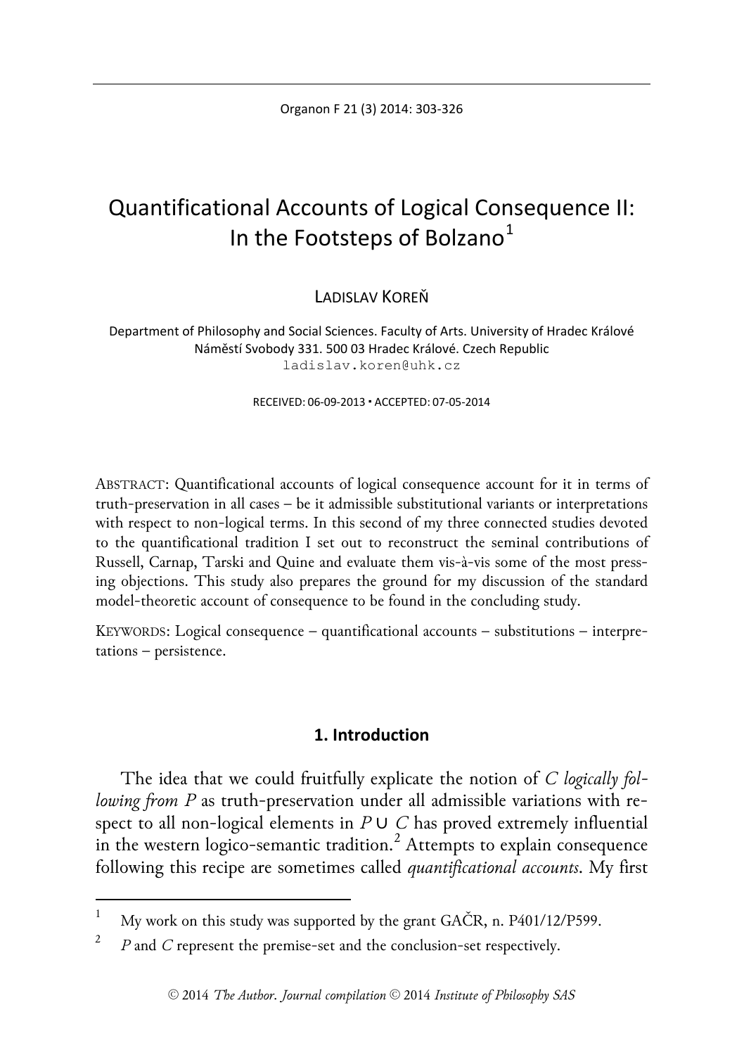# Quantificational Accounts of Logical Consequence II: In the Footsteps of Bolzano[1]

LADISLAV KOREŇ

Department of Philosophy and Social Sciences. Faculty of Arts. University of Hradec Králové
Náměstí Svobody 331. 500 03 Hradec Králové. Czech Republic
ladislav.koren@uhk.cz

RECEIVED: 06-09-2013 ▪ ACCEPTED: 07-05-2014

ABSTRACT: Quantificational accounts of logical consequence account for it in terms of truth-preservation in all cases – be it admissible substitutional variants or interpretations with respect to non-logical terms. In this second of my three connected studies devoted to the quantificational tradition I set out to reconstruct the seminal contributions of Russell, Carnap, Tarski and Quine and evaluate them vis-à-vis some of the most pressing objections. This study also prepares the ground for my discussion of the standard model-theoretic account of consequence to be found in the concluding study.

KEYWORDS: Logical consequence – quantificational accounts – substitutions – interpretations – persistence.

## 1. Introduction

The idea that we could fruitfully explicate the notion of *C logically following from P* as truth-preservation under all admissible variations with respect to all non-logical elements in $P \cup C$ has proved extremely influential in the western logico-semantic tradition.[2] Attempts to explain consequence following this recipe are sometimes called *quantificational accounts*. My first

---

[1] My work on this study was supported by the grant GAČR, n. P401/12/P599.

[2] *P* and *C* represent the premise-set and the conclusion-set respectively.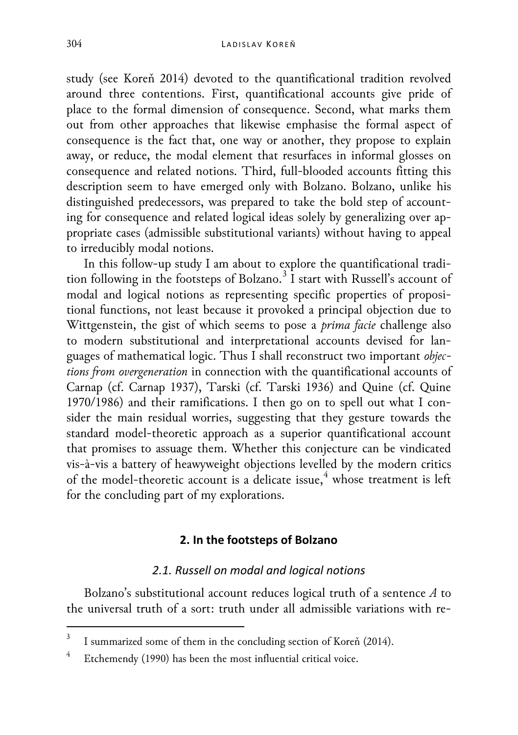study (see Koreň 2014) devoted to the quantificational tradition revolved around three contentions. First, quantificational accounts give pride of place to the formal dimension of consequence. Second, what marks them out from other approaches that likewise emphasise the formal aspect of consequence is the fact that, one way or another, they propose to explain away, or reduce, the modal element that resurfaces in informal glosses on consequence and related notions. Third, full-blooded accounts fitting this description seem to have emerged only with Bolzano. Bolzano, unlike his distinguished predecessors, was prepared to take the bold step of accounting for consequence and related logical ideas solely by generalizing over appropriate cases (admissible substitutional variants) without having to appeal to irreducibly modal notions.

In this follow-up study I am about to explore the quantificational tradition following in the footsteps of Bolzano.[3] I start with Russell's account of modal and logical notions as representing specific properties of propositional functions, not least because it provoked a principal objection due to Wittgenstein, the gist of which seems to pose a *prima facie* challenge also to modern substitutional and interpretational accounts devised for languages of mathematical logic. Thus I shall reconstruct two important *objections from overgeneration* in connection with the quantificational accounts of Carnap (cf. Carnap 1937), Tarski (cf. Tarski 1936) and Quine (cf. Quine 1970/1986) and their ramifications. I then go on to spell out what I consider the main residual worries, suggesting that they gesture towards the standard model-theoretic approach as a superior quantificational account that promises to assuage them. Whether this conjecture can be vindicated vis-à-vis a battery of heawyweight objections levelled by the modern critics of the model-theoretic account is a delicate issue,[4] whose treatment is left for the concluding part of my explorations.

## 2. In the footsteps of Bolzano

### *2.1. Russell on modal and logical notions*

Bolzano's substitutional account reduces logical truth of a sentence *A* to the universal truth of a sort: truth under all admissible variations with re-

---

[3] I summarized some of them in the concluding section of Koreň (2014).

[4] Etchemendy (1990) has been the most influential critical voice.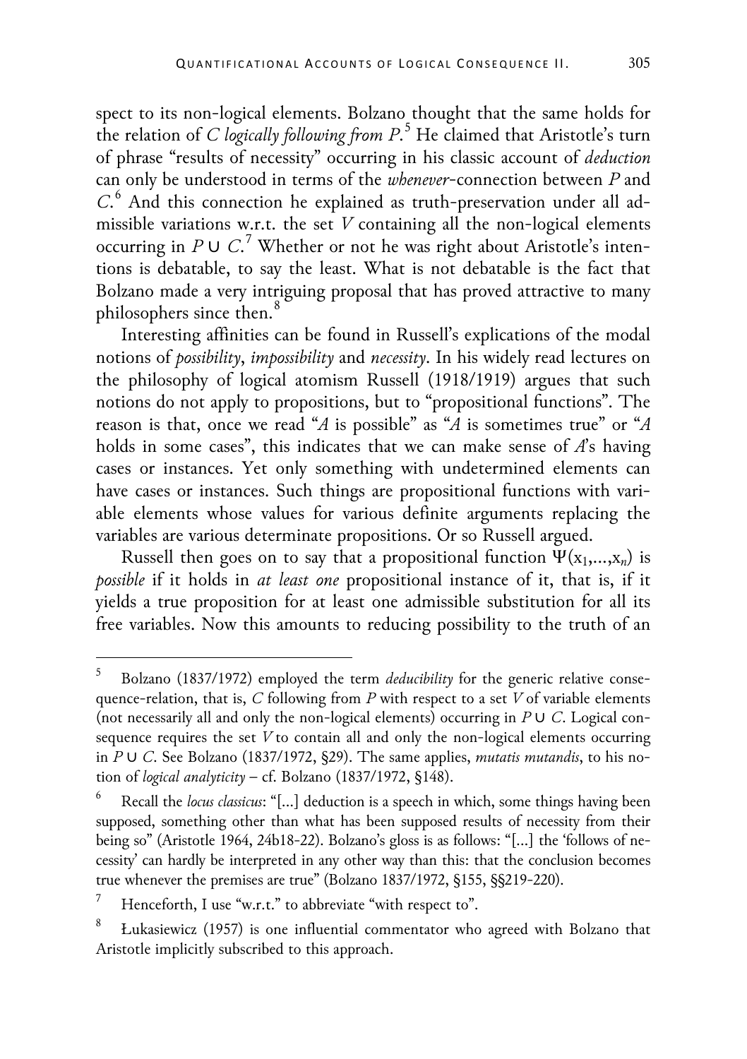spect to its non-logical elements. Bolzano thought that the same holds for the relation of *C logically following from P*.[5] He claimed that Aristotle's turn of phrase "results of necessity" occurring in his classic account of *deduction* can only be understood in terms of the *whenever*-connection between $P$ and $C$.[6] And this connection he explained as truth-preservation under all admissible variations w.r.t. the set $V$ containing all the non-logical elements occurring in $P \cup C$.[7] Whether or not he was right about Aristotle's intentions is debatable, to say the least. What is not debatable is the fact that Bolzano made a very intriguing proposal that has proved attractive to many philosophers since then.[8]

Interesting affinities can be found in Russell's explications of the modal notions of *possibility*, *impossibility* and *necessity*. In his widely read lectures on the philosophy of logical atomism Russell (1918/1919) argues that such notions do not apply to propositions, but to "propositional functions". The reason is that, once we read "*A* is possible" as "*A* is sometimes true" or "*A* holds in some cases", this indicates that we can make sense of *A*'s having cases or instances. Yet only something with undetermined elements can have cases or instances. Such things are propositional functions with variable elements whose values for various definite arguments replacing the variables are various determinate propositions. Or so Russell argued.

Russell then goes on to say that a propositional function $\Psi(x_1,\ldots,x_n)$ is *possible* if it holds in *at least one* propositional instance of it, that is, if it yields a true proposition for at least one admissible substitution for all its free variables. Now this amounts to reducing possibility to the truth of an

---

[5] Bolzano (1837/1972) employed the term *deducibility* for the generic relative consequence-relation, that is, $C$ following from $P$ with respect to a set $V$ of variable elements (not necessarily all and only the non-logical elements) occurring in $P \cup C$. Logical consequence requires the set $V$ to contain all and only the non-logical elements occurring in $P \cup C$. See Bolzano (1837/1972, §29). The same applies, *mutatis mutandis*, to his notion of *logical analyticity* – cf. Bolzano (1837/1972, §148).

[6] Recall the *locus classicus*: "[...] deduction is a speech in which, some things having been supposed, something other than what has been supposed results of necessity from their being so" (Aristotle 1964, 24b18-22). Bolzano's gloss is as follows: "[...] the 'follows of necessity' can hardly be interpreted in any other way than this: that the conclusion becomes true whenever the premises are true" (Bolzano 1837/1972, §155, §§219-220).

[7] Henceforth, I use "w.r.t." to abbreviate "with respect to".

[8] Łukasiewicz (1957) is one influential commentator who agreed with Bolzano that Aristotle implicitly subscribed to this approach.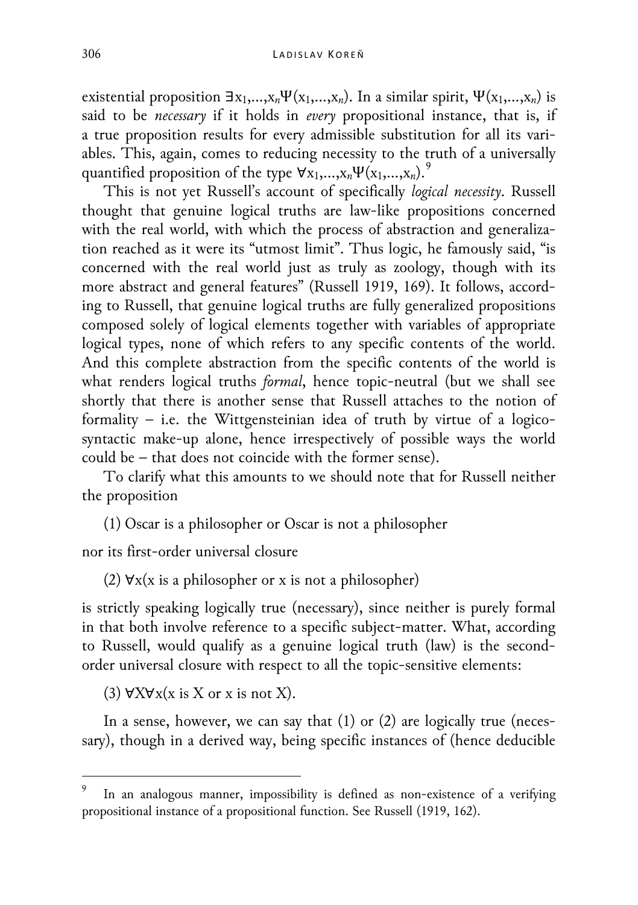existential proposition $\exists x_1,\ldots,x_n\Psi(x_1,\ldots,x_n)$. In a similar spirit, $\Psi(x_1,\ldots,x_n)$ is said to be *necessary* if it holds in *every* propositional instance, that is, if a true proposition results for every admissible substitution for all its variables. This, again, comes to reducing necessity to the truth of a universally quantified proposition of the type $\forall x_1,\ldots,x_n\Psi(x_1,\ldots,x_n)$.[9]

This is not yet Russell's account of specifically *logical necessity*. Russell thought that genuine logical truths are law-like propositions concerned with the real world, with which the process of abstraction and generalization reached as it were its "utmost limit". Thus logic, he famously said, "is concerned with the real world just as truly as zoology, though with its more abstract and general features" (Russell 1919, 169). It follows, according to Russell, that genuine logical truths are fully generalized propositions composed solely of logical elements together with variables of appropriate logical types, none of which refers to any specific contents of the world. And this complete abstraction from the specific contents of the world is what renders logical truths *formal*, hence topic-neutral (but we shall see shortly that there is another sense that Russell attaches to the notion of formality – i.e. the Wittgensteinian idea of truth by virtue of a logico-syntactic make-up alone, hence irrespectively of possible ways the world could be – that does not coincide with the former sense).

To clarify what this amounts to we should note that for Russell neither the proposition

(1) Oscar is a philosopher or Oscar is not a philosopher

nor its first-order universal closure

(2) $\forall x$(x is a philosopher or x is not a philosopher)

is strictly speaking logically true (necessary), since neither is purely formal in that both involve reference to a specific subject-matter. What, according to Russell, would qualify as a genuine logical truth (law) is the second-order universal closure with respect to all the topic-sensitive elements:

(3) $\forall X \forall x$(x is X or x is not X).

In a sense, however, we can say that (1) or (2) are logically true (necessary), though in a derived way, being specific instances of (hence deducible

---

[9] In an analogous manner, impossibility is defined as non-existence of a verifying propositional instance of a propositional function. See Russell (1919, 162).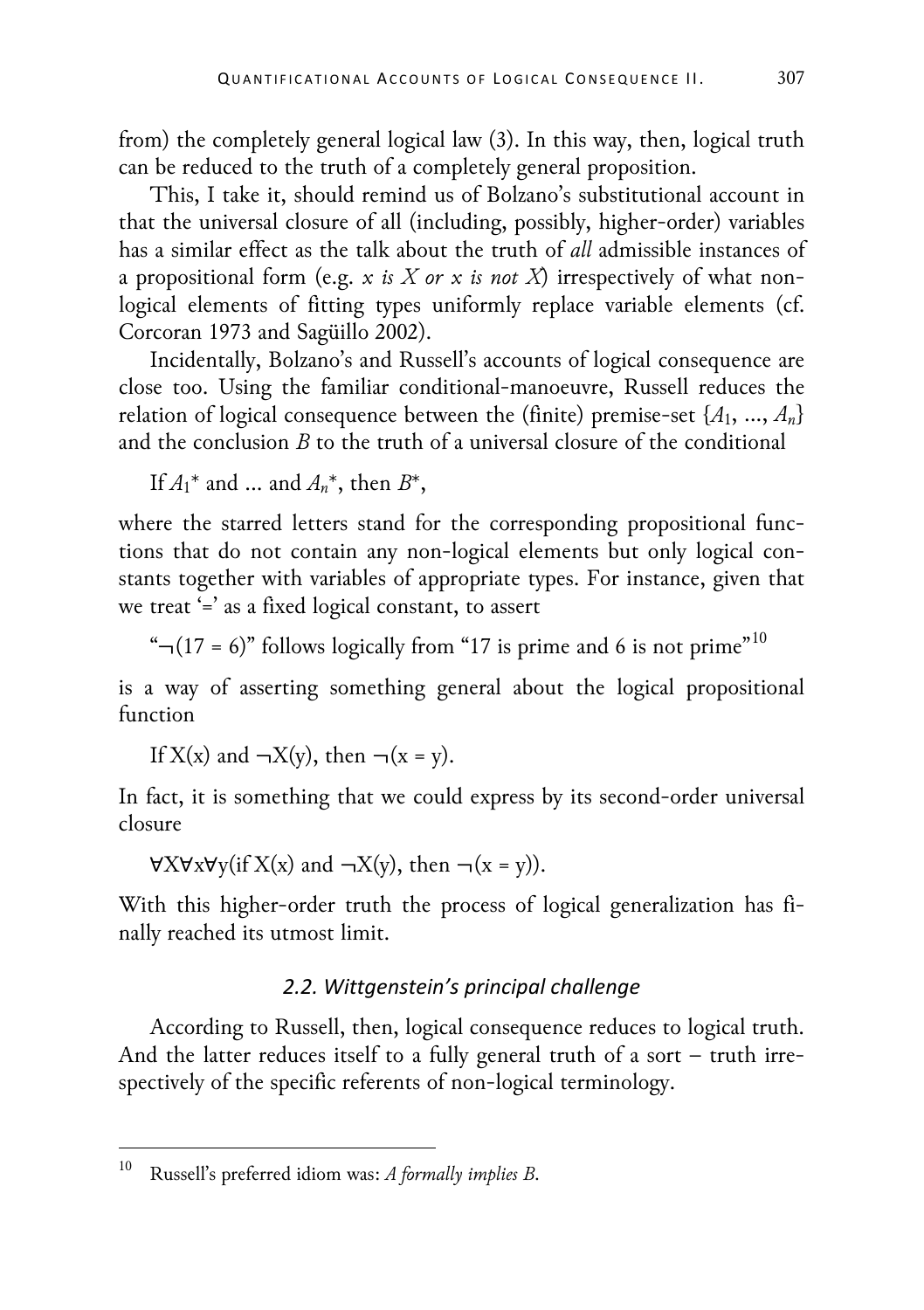from) the completely general logical law (3). In this way, then, logical truth can be reduced to the truth of a completely general proposition.

This, I take it, should remind us of Bolzano's substitutional account in that the universal closure of all (including, possibly, higher-order) variables has a similar effect as the talk about the truth of *all* admissible instances of a propositional form (e.g. *x is X or x is not X*) irrespectively of what non-logical elements of fitting types uniformly replace variable elements (cf. Corcoran 1973 and Sagüillo 2002).

Incidentally, Bolzano's and Russell's accounts of logical consequence are close too. Using the familiar conditional-manoeuvre, Russell reduces the relation of logical consequence between the (finite) premise-set $\{A_1, ..., A_n\}$ and the conclusion $B$ to the truth of a universal closure of the conditional

If $A_1$* and ... and $A_n$*, then $B$*,

where the starred letters stand for the corresponding propositional functions that do not contain any non-logical elements but only logical constants together with variables of appropriate types. For instance, given that we treat '=' as a fixed logical constant, to assert

"$\neg(17 = 6)$" follows logically from "17 is prime and 6 is not prime"[10]

is a way of asserting something general about the logical propositional function

If X(x) and $\neg$X(y), then $\neg$(x = y).

In fact, it is something that we could express by its second-order universal closure

$\forall$X$\forall$x$\forall$y(if X(x) and $\neg$X(y), then $\neg$(x = y)).

With this higher-order truth the process of logical generalization has finally reached its utmost limit.

### *2.2. Wittgenstein's principal challenge*

According to Russell, then, logical consequence reduces to logical truth. And the latter reduces itself to a fully general truth of a sort – truth irrespectively of the specific referents of non-logical terminology.

---

[10] Russell's preferred idiom was: *A formally implies B*.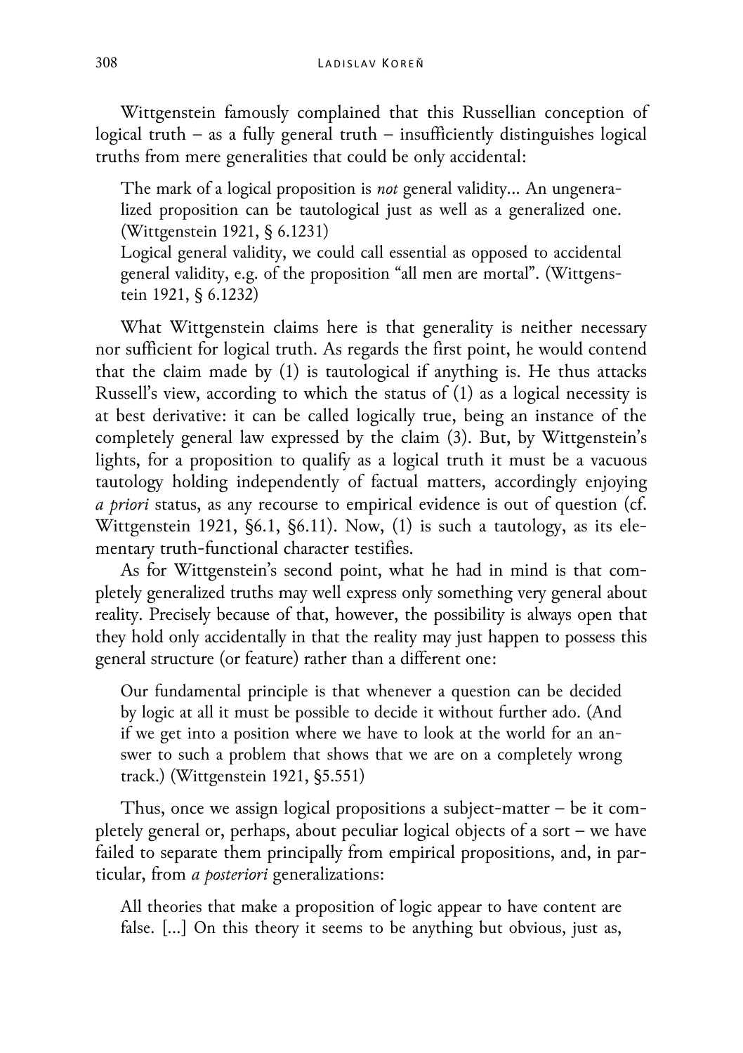Wittgenstein famously complained that this Russellian conception of logical truth – as a fully general truth – insufficiently distinguishes logical truths from mere generalities that could be only accidental:

> The mark of a logical proposition is *not* general validity... An ungeneralized proposition can be tautological just as well as a generalized one. (Wittgenstein 1921, § 6.1231)
>
> Logical general validity, we could call essential as opposed to accidental general validity, e.g. of the proposition "all men are mortal". (Wittgenstein 1921, § 6.1232)

What Wittgenstein claims here is that generality is neither necessary nor sufficient for logical truth. As regards the first point, he would contend that the claim made by (1) is tautological if anything is. He thus attacks Russell's view, according to which the status of (1) as a logical necessity is at best derivative: it can be called logically true, being an instance of the completely general law expressed by the claim (3). But, by Wittgenstein's lights, for a proposition to qualify as a logical truth it must be a vacuous tautology holding independently of factual matters, accordingly enjoying *a priori* status, as any recourse to empirical evidence is out of question (cf. Wittgenstein 1921, §6.1, §6.11). Now, (1) is such a tautology, as its elementary truth-functional character testifies.

As for Wittgenstein's second point, what he had in mind is that completely generalized truths may well express only something very general about reality. Precisely because of that, however, the possibility is always open that they hold only accidentally in that the reality may just happen to possess this general structure (or feature) rather than a different one:

> Our fundamental principle is that whenever a question can be decided by logic at all it must be possible to decide it without further ado. (And if we get into a position where we have to look at the world for an answer to such a problem that shows that we are on a completely wrong track.) (Wittgenstein 1921, §5.551)

Thus, once we assign logical propositions a subject-matter – be it completely general or, perhaps, about peculiar logical objects of a sort – we have failed to separate them principally from empirical propositions, and, in particular, from *a posteriori* generalizations:

> All theories that make a proposition of logic appear to have content are false. [...] On this theory it seems to be anything but obvious, just as,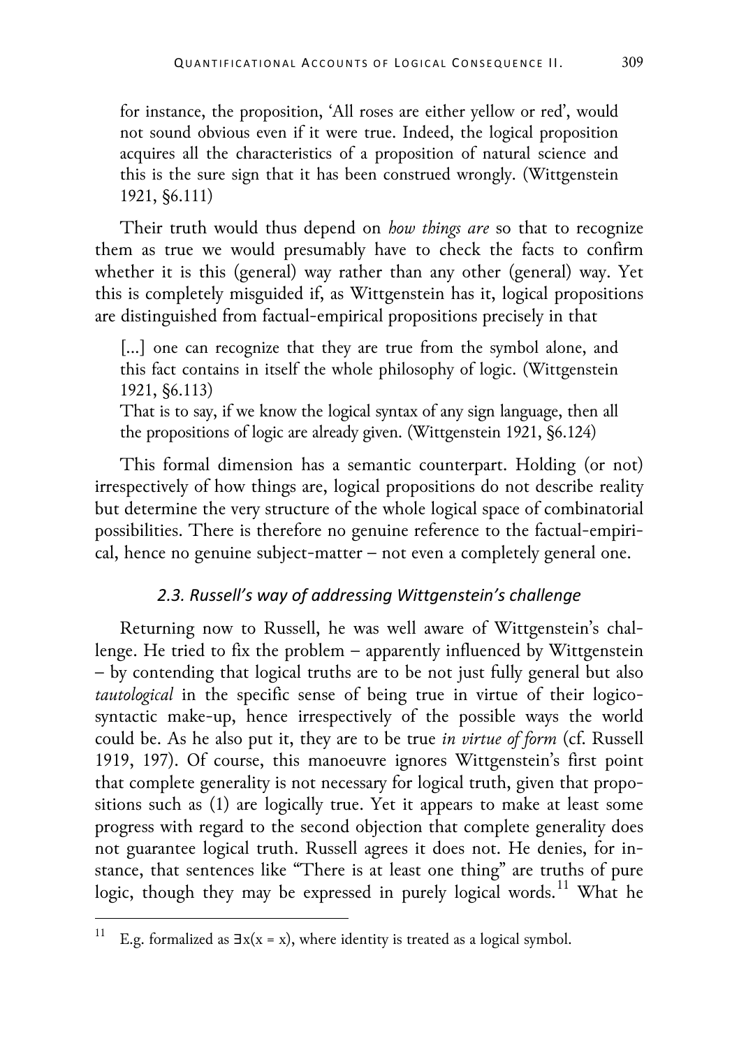for instance, the proposition, 'All roses are either yellow or red', would not sound obvious even if it were true. Indeed, the logical proposition acquires all the characteristics of a proposition of natural science and this is the sure sign that it has been construed wrongly. (Wittgenstein 1921, §6.111)

Their truth would thus depend on *how things are* so that to recognize them as true we would presumably have to check the facts to confirm whether it is this (general) way rather than any other (general) way. Yet this is completely misguided if, as Wittgenstein has it, logical propositions are distinguished from factual-empirical propositions precisely in that

> [...] one can recognize that they are true from the symbol alone, and this fact contains in itself the whole philosophy of logic. (Wittgenstein 1921, §6.113)
>
> That is to say, if we know the logical syntax of any sign language, then all the propositions of logic are already given. (Wittgenstein 1921, §6.124)

This formal dimension has a semantic counterpart. Holding (or not) irrespectively of how things are, logical propositions do not describe reality but determine the very structure of the whole logical space of combinatorial possibilities. There is therefore no genuine reference to the factual-empirical, hence no genuine subject-matter – not even a completely general one.

### *2.3. Russell's way of addressing Wittgenstein's challenge*

Returning now to Russell, he was well aware of Wittgenstein's challenge. He tried to fix the problem – apparently influenced by Wittgenstein – by contending that logical truths are to be not just fully general but also *tautological* in the specific sense of being true in virtue of their logico-syntactic make-up, hence irrespectively of the possible ways the world could be. As he also put it, they are to be true *in virtue of form* (cf. Russell 1919, 197). Of course, this manoeuvre ignores Wittgenstein's first point that complete generality is not necessary for logical truth, given that propositions such as (1) are logically true. Yet it appears to make at least some progress with regard to the second objection that complete generality does not guarantee logical truth. Russell agrees it does not. He denies, for instance, that sentences like "There is at least one thing" are truths of pure logic, though they may be expressed in purely logical words.[11] What he

---

[11] E.g. formalized as $\exists x(x = x)$, where identity is treated as a logical symbol.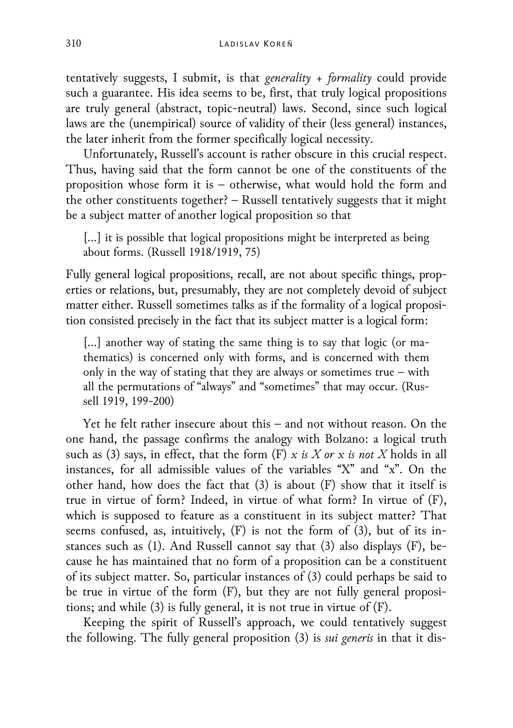tentatively suggests, I submit, is that *generality + formality* could provide such a guarantee. His idea seems to be, first, that truly logical propositions are truly general (abstract, topic-neutral) laws. Second, since such logical laws are the (unempirical) source of validity of their (less general) instances, the later inherit from the former specifically logical necessity.

Unfortunately, Russell's account is rather obscure in this crucial respect. Thus, having said that the form cannot be one of the constituents of the proposition whose form it is – otherwise, what would hold the form and the other constituents together? – Russell tentatively suggests that it might be a subject matter of another logical proposition so that

> [...] it is possible that logical propositions might be interpreted as being about forms. (Russell 1918/1919, 75)

Fully general logical propositions, recall, are not about specific things, properties or relations, but, presumably, they are not completely devoid of subject matter either. Russell sometimes talks as if the formality of a logical proposition consisted precisely in the fact that its subject matter is a logical form:

> [...] another way of stating the same thing is to say that logic (or mathematics) is concerned only with forms, and is concerned with them only in the way of stating that they are always or sometimes true – with all the permutations of "always" and "sometimes" that may occur. (Russell 1919, 199-200)

Yet he felt rather insecure about this – and not without reason. On the one hand, the passage confirms the analogy with Bolzano: a logical truth such as (3) says, in effect, that the form (F) *x is X or x is not X* holds in all instances, for all admissible values of the variables "X" and "x". On the other hand, how does the fact that (3) is about (F) show that it itself is true in virtue of form? Indeed, in virtue of what form? In virtue of (F), which is supposed to feature as a constituent in its subject matter? That seems confused, as, intuitively, (F) is not the form of (3), but of its instances such as (1). And Russell cannot say that (3) also displays (F), because he has maintained that no form of a proposition can be a constituent of its subject matter. So, particular instances of (3) could perhaps be said to be true in virtue of the form (F), but they are not fully general propositions; and while (3) is fully general, it is not true in virtue of (F).

Keeping the spirit of Russell's approach, we could tentatively suggest the following. The fully general proposition (3) is *sui generis* in that it dis-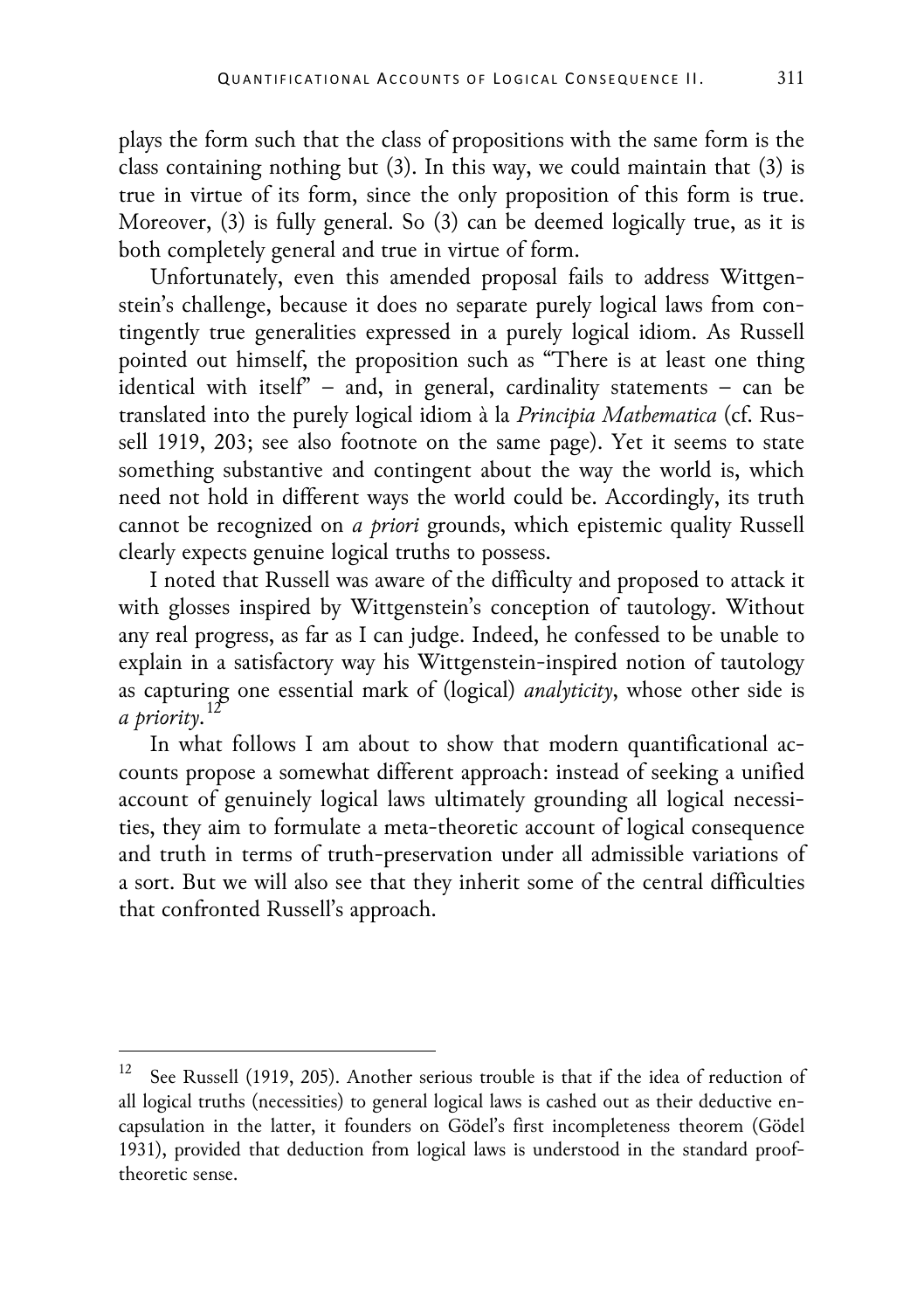plays the form such that the class of propositions with the same form is the class containing nothing but (3). In this way, we could maintain that (3) is true in virtue of its form, since the only proposition of this form is true. Moreover, (3) is fully general. So (3) can be deemed logically true, as it is both completely general and true in virtue of form.

Unfortunately, even this amended proposal fails to address Wittgenstein's challenge, because it does no separate purely logical laws from contingently true generalities expressed in a purely logical idiom. As Russell pointed out himself, the proposition such as "There is at least one thing identical with itself" – and, in general, cardinality statements – can be translated into the purely logical idiom à la *Principia Mathematica* (cf. Russell 1919, 203; see also footnote on the same page). Yet it seems to state something substantive and contingent about the way the world is, which need not hold in different ways the world could be. Accordingly, its truth cannot be recognized on *a priori* grounds, which epistemic quality Russell clearly expects genuine logical truths to possess.

I noted that Russell was aware of the difficulty and proposed to attack it with glosses inspired by Wittgenstein's conception of tautology. Without any real progress, as far as I can judge. Indeed, he confessed to be unable to explain in a satisfactory way his Wittgenstein-inspired notion of tautology as capturing one essential mark of (logical) *analyticity*, whose other side is *a priority*.[12]

In what follows I am about to show that modern quantificational accounts propose a somewhat different approach: instead of seeking a unified account of genuinely logical laws ultimately grounding all logical necessities, they aim to formulate a meta-theoretic account of logical consequence and truth in terms of truth-preservation under all admissible variations of a sort. But we will also see that they inherit some of the central difficulties that confronted Russell's approach.

---

[12] See Russell (1919, 205). Another serious trouble is that if the idea of reduction of all logical truths (necessities) to general logical laws is cashed out as their deductive encapsulation in the latter, it founders on Gödel's first incompleteness theorem (Gödel 1931), provided that deduction from logical laws is understood in the standard proof-theoretic sense.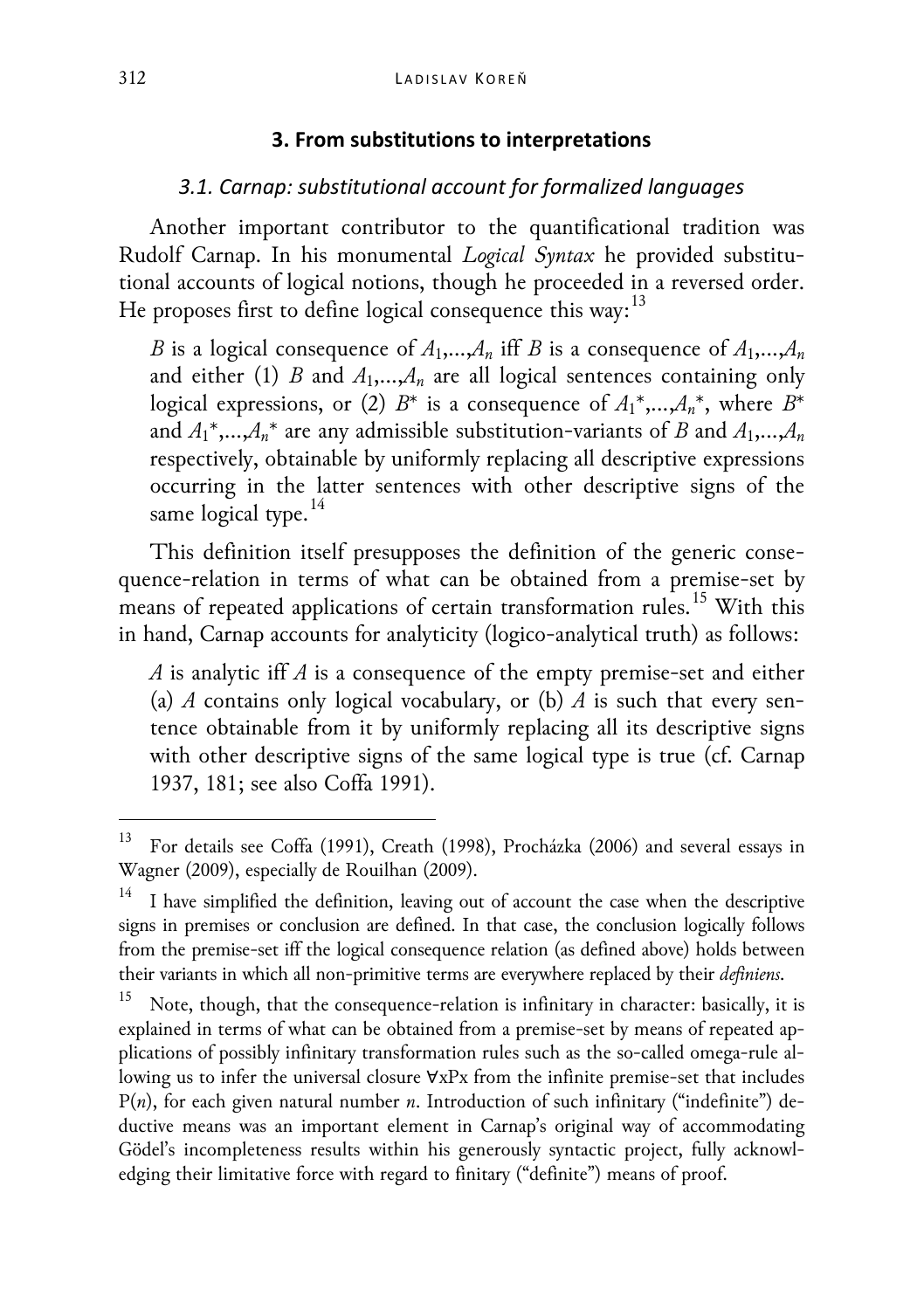## 3. From substitutions to interpretations

### *3.1. Carnap: substitutional account for formalized languages*

Another important contributor to the quantificational tradition was Rudolf Carnap. In his monumental *Logical Syntax* he provided substitutional accounts of logical notions, though he proceeded in a reversed order. He proposes first to define logical consequence this way:[13]

> *B* is a logical consequence of $A_1,\ldots,A_n$ iff *B* is a consequence of $A_1,\ldots,A_n$ and either (1) *B* and $A_1,\ldots,A_n$ are all logical sentences containing only logical expressions, or (2) $B^*$ is a consequence of $A_1^*,\ldots,A_n^*$, where $B^*$ and $A_1^*,\ldots,A_n^*$ are any admissible substitution-variants of *B* and $A_1,\ldots,A_n$ respectively, obtainable by uniformly replacing all descriptive expressions occurring in the latter sentences with other descriptive signs of the same logical type.[14]

This definition itself presupposes the definition of the generic consequence-relation in terms of what can be obtained from a premise-set by means of repeated applications of certain transformation rules.[15] With this in hand, Carnap accounts for analyticity (logico-analytical truth) as follows:

> *A* is analytic iff *A* is a consequence of the empty premise-set and either (a) *A* contains only logical vocabulary, or (b) *A* is such that every sentence obtainable from it by uniformly replacing all its descriptive signs with other descriptive signs of the same logical type is true (cf. Carnap 1937, 181; see also Coffa 1991).

---

[13] For details see Coffa (1991), Creath (1998), Procházka (2006) and several essays in Wagner (2009), especially de Rouilhan (2009).

[14] I have simplified the definition, leaving out of account the case when the descriptive signs in premises or conclusion are defined. In that case, the conclusion logically follows from the premise-set iff the logical consequence relation (as defined above) holds between their variants in which all non-primitive terms are everywhere replaced by their *definiens*.

[15] Note, though, that the consequence-relation is infinitary in character: basically, it is explained in terms of what can be obtained from a premise-set by means of repeated applications of possibly infinitary transformation rules such as the so-called omega-rule allowing us to infer the universal closure $\forall x P x$ from the infinite premise-set that includes $P(n)$, for each given natural number *n*. Introduction of such infinitary ("indefinite") deductive means was an important element in Carnap's original way of accommodating Gödel's incompleteness results within his generously syntactic project, fully acknowledging their limitative force with regard to finitary ("definite") means of proof.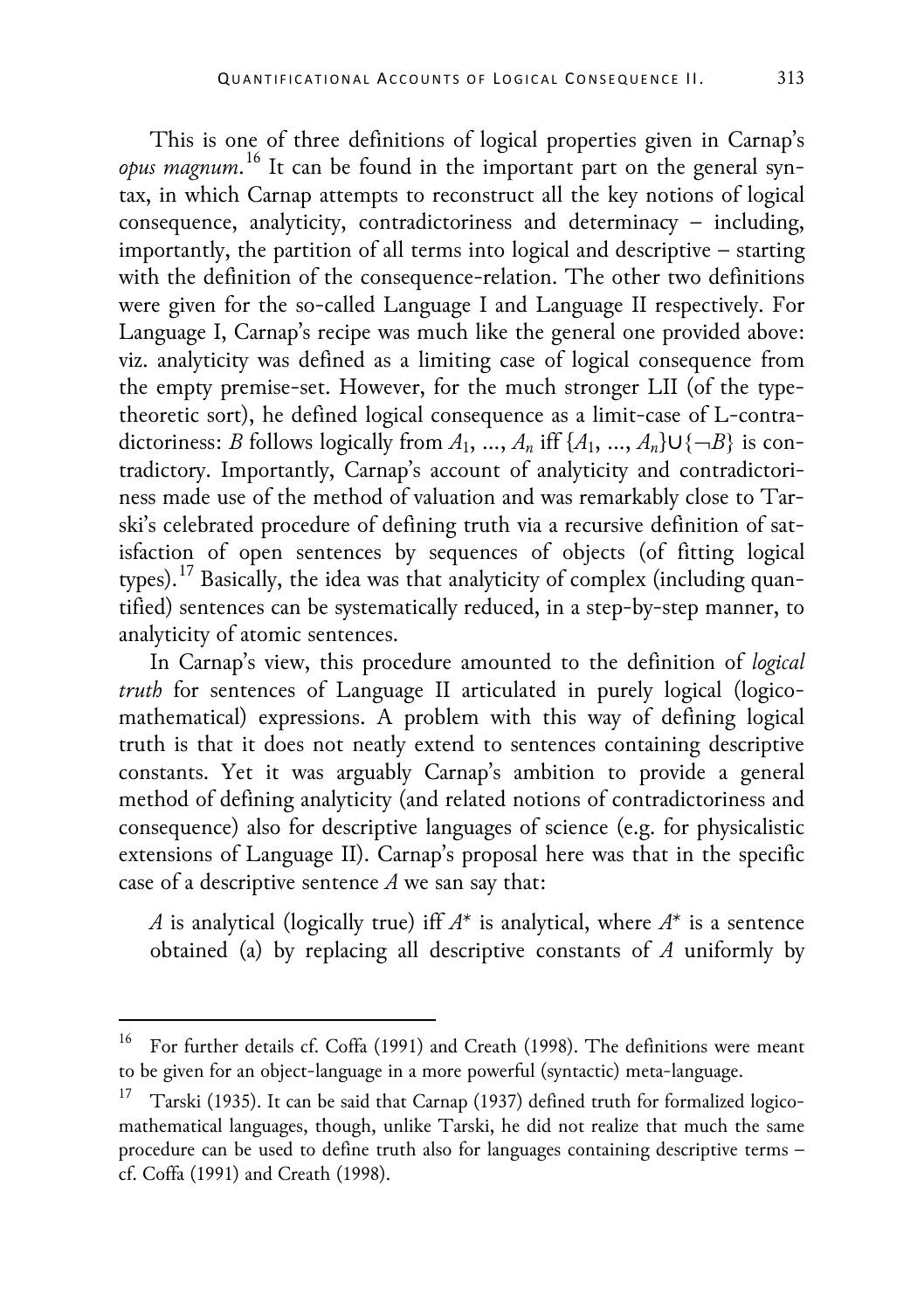This is one of three definitions of logical properties given in Carnap's *opus magnum*.[16] It can be found in the important part on the general syntax, in which Carnap attempts to reconstruct all the key notions of logical consequence, analyticity, contradictoriness and determinacy – including, importantly, the partition of all terms into logical and descriptive – starting with the definition of the consequence-relation. The other two definitions were given for the so-called Language I and Language II respectively. For Language I, Carnap's recipe was much like the general one provided above: viz. analyticity was defined as a limiting case of logical consequence from the empty premise-set. However, for the much stronger LII (of the type-theoretic sort), he defined logical consequence as a limit-case of L-contradictoriness: $B$ follows logically from $A_1, \ldots, A_n$ iff $\{A_1, \ldots, A_n\} \cup \{\neg B\}$ is contradictory. Importantly, Carnap's account of analyticity and contradictoriness made use of the method of valuation and was remarkably close to Tarski's celebrated procedure of defining truth via a recursive definition of satisfaction of open sentences by sequences of objects (of fitting logical types).[17] Basically, the idea was that analyticity of complex (including quantified) sentences can be systematically reduced, in a step-by-step manner, to analyticity of atomic sentences.

In Carnap's view, this procedure amounted to the definition of *logical truth* for sentences of Language II articulated in purely logical (logico-mathematical) expressions. A problem with this way of defining logical truth is that it does not neatly extend to sentences containing descriptive constants. Yet it was arguably Carnap's ambition to provide a general method of defining analyticity (and related notions of contradictoriness and consequence) also for descriptive languages of science (e.g. for physicalistic extensions of Language II). Carnap's proposal here was that in the specific case of a descriptive sentence $A$ we san say that:

$A$ is analytical (logically true) iff $A^*$ is analytical, where $A^*$ is a sentence obtained (a) by replacing all descriptive constants of $A$ uniformly by

---

[16] For further details cf. Coffa (1991) and Creath (1998). The definitions were meant to be given for an object-language in a more powerful (syntactic) meta-language.

[17] Tarski (1935). It can be said that Carnap (1937) defined truth for formalized logico-mathematical languages, though, unlike Tarski, he did not realize that much the same procedure can be used to define truth also for languages containing descriptive terms – cf. Coffa (1991) and Creath (1998).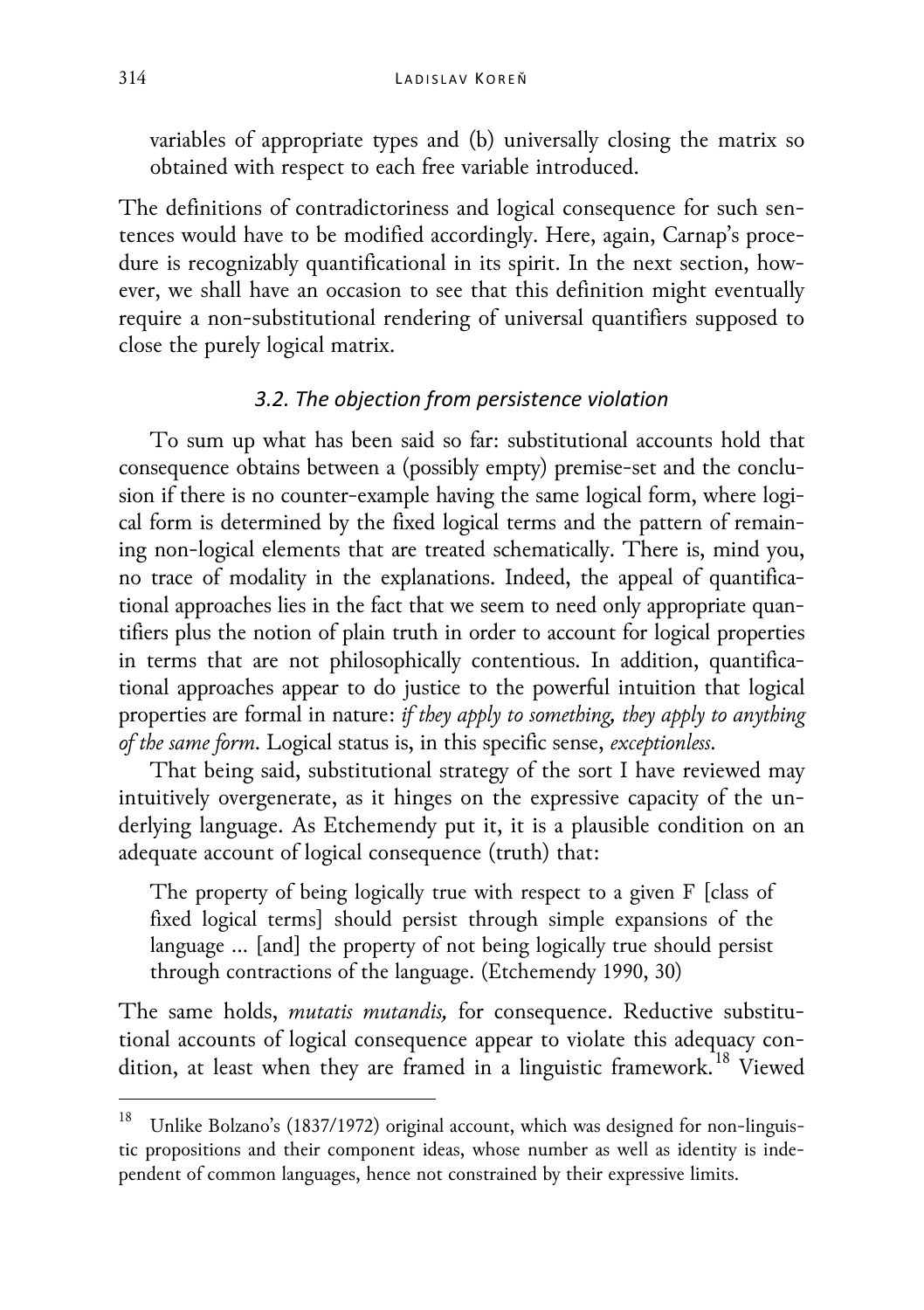variables of appropriate types and (b) universally closing the matrix so obtained with respect to each free variable introduced.

The definitions of contradictoriness and logical consequence for such sentences would have to be modified accordingly. Here, again, Carnap's procedure is recognizably quantificational in its spirit. In the next section, however, we shall have an occasion to see that this definition might eventually require a non-substitutional rendering of universal quantifiers supposed to close the purely logical matrix.

### *3.2. The objection from persistence violation*

To sum up what has been said so far: substitutional accounts hold that consequence obtains between a (possibly empty) premise-set and the conclusion if there is no counter-example having the same logical form, where logical form is determined by the fixed logical terms and the pattern of remaining non-logical elements that are treated schematically. There is, mind you, no trace of modality in the explanations. Indeed, the appeal of quantificational approaches lies in the fact that we seem to need only appropriate quantifiers plus the notion of plain truth in order to account for logical properties in terms that are not philosophically contentious. In addition, quantificational approaches appear to do justice to the powerful intuition that logical properties are formal in nature: *if they apply to something, they apply to anything of the same form*. Logical status is, in this specific sense, *exceptionless*.

That being said, substitutional strategy of the sort I have reviewed may intuitively overgenerate, as it hinges on the expressive capacity of the underlying language. As Etchemendy put it, it is a plausible condition on an adequate account of logical consequence (truth) that:

> The property of being logically true with respect to a given F [class of fixed logical terms] should persist through simple expansions of the language … [and] the property of not being logically true should persist through contractions of the language. (Etchemendy 1990, 30)

The same holds, *mutatis mutandis,* for consequence. Reductive substitutional accounts of logical consequence appear to violate this adequacy condition, at least when they are framed in a linguistic framework.[18] Viewed

[18] Unlike Bolzano's (1837/1972) original account, which was designed for non-linguistic propositions and their component ideas, whose number as well as identity is independent of common languages, hence not constrained by their expressive limits.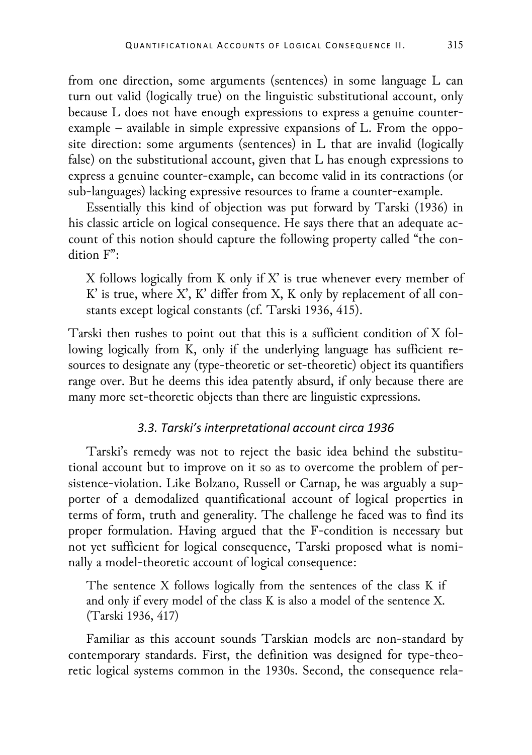from one direction, some arguments (sentences) in some language L can turn out valid (logically true) on the linguistic substitutional account, only because L does not have enough expressions to express a genuine counter-example – available in simple expressive expansions of L. From the opposite direction: some arguments (sentences) in L that are invalid (logically false) on the substitutional account, given that L has enough expressions to express a genuine counter-example, can become valid in its contractions (or sub-languages) lacking expressive resources to frame a counter-example.

Essentially this kind of objection was put forward by Tarski (1936) in his classic article on logical consequence. He says there that an adequate account of this notion should capture the following property called "the condition F":

> X follows logically from K only if X' is true whenever every member of K' is true, where X', K' differ from X, K only by replacement of all constants except logical constants (cf. Tarski 1936, 415).

Tarski then rushes to point out that this is a sufficient condition of X following logically from K, only if the underlying language has sufficient resources to designate any (type-theoretic or set-theoretic) object its quantifiers range over. But he deems this idea patently absurd, if only because there are many more set-theoretic objects than there are linguistic expressions.

### *3.3. Tarski's interpretational account circa 1936*

Tarski's remedy was not to reject the basic idea behind the substitutional account but to improve on it so as to overcome the problem of persistence-violation. Like Bolzano, Russell or Carnap, he was arguably a supporter of a demodalized quantificational account of logical properties in terms of form, truth and generality. The challenge he faced was to find its proper formulation. Having argued that the F-condition is necessary but not yet sufficient for logical consequence, Tarski proposed what is nominally a model-theoretic account of logical consequence:

> The sentence X follows logically from the sentences of the class K if and only if every model of the class K is also a model of the sentence X. (Tarski 1936, 417)

Familiar as this account sounds Tarskian models are non-standard by contemporary standards. First, the definition was designed for type-theoretic logical systems common in the 1930s. Second, the consequence rela-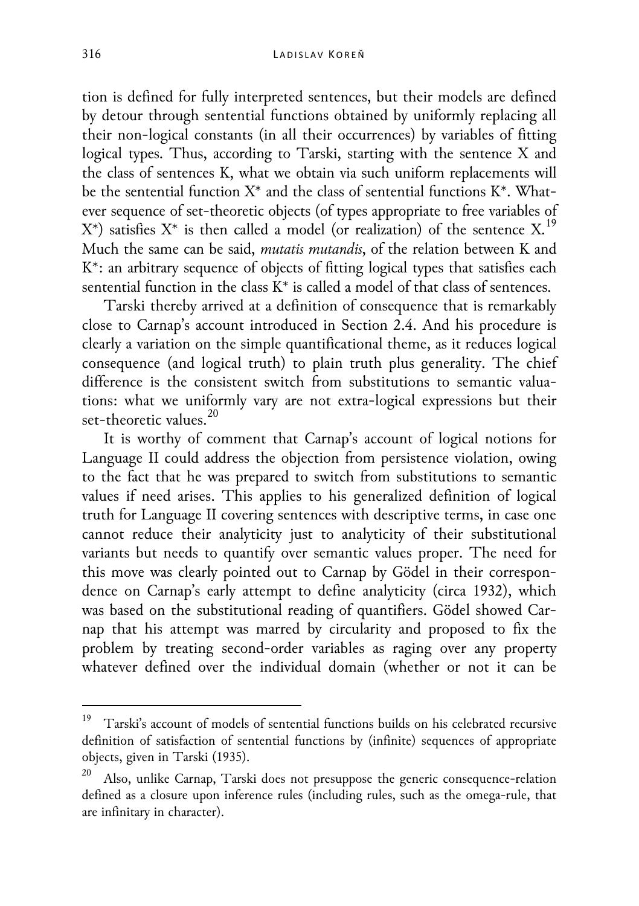tion is defined for fully interpreted sentences, but their models are defined by detour through sentential functions obtained by uniformly replacing all their non-logical constants (in all their occurrences) by variables of fitting logical types. Thus, according to Tarski, starting with the sentence X and the class of sentences K, what we obtain via such uniform replacements will be the sentential function X* and the class of sentential functions K*. Whatever sequence of set-theoretic objects (of types appropriate to free variables of X*) satisfies X* is then called a model (or realization) of the sentence X.[19] Much the same can be said, *mutatis mutandis*, of the relation between K and K*: an arbitrary sequence of objects of fitting logical types that satisfies each sentential function in the class K* is called a model of that class of sentences.

Tarski thereby arrived at a definition of consequence that is remarkably close to Carnap's account introduced in Section 2.4. And his procedure is clearly a variation on the simple quantificational theme, as it reduces logical consequence (and logical truth) to plain truth plus generality. The chief difference is the consistent switch from substitutions to semantic valuations: what we uniformly vary are not extra-logical expressions but their set-theoretic values.[20]

It is worthy of comment that Carnap's account of logical notions for Language II could address the objection from persistence violation, owing to the fact that he was prepared to switch from substitutions to semantic values if need arises. This applies to his generalized definition of logical truth for Language II covering sentences with descriptive terms, in case one cannot reduce their analyticity just to analyticity of their substitutional variants but needs to quantify over semantic values proper. The need for this move was clearly pointed out to Carnap by Gödel in their correspondence on Carnap's early attempt to define analyticity (circa 1932), which was based on the substitutional reading of quantifiers. Gödel showed Carnap that his attempt was marred by circularity and proposed to fix the problem by treating second-order variables as raging over any property whatever defined over the individual domain (whether or not it can be

---

[19] Tarski's account of models of sentential functions builds on his celebrated recursive definition of satisfaction of sentential functions by (infinite) sequences of appropriate objects, given in Tarski (1935).

[20] Also, unlike Carnap, Tarski does not presuppose the generic consequence-relation defined as a closure upon inference rules (including rules, such as the omega-rule, that are infinitary in character).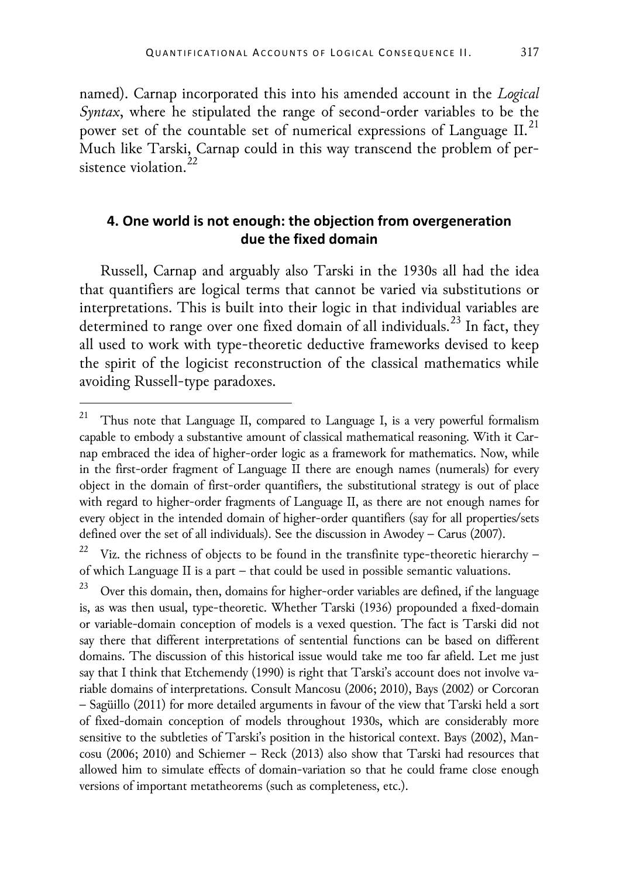named). Carnap incorporated this into his amended account in the *Logical Syntax*, where he stipulated the range of second-order variables to be the power set of the countable set of numerical expressions of Language II.[21] Much like Tarski, Carnap could in this way transcend the problem of persistence violation.[22]

## 4. One world is not enough: the objection from overgeneration due the fixed domain

Russell, Carnap and arguably also Tarski in the 1930s all had the idea that quantifiers are logical terms that cannot be varied via substitutions or interpretations. This is built into their logic in that individual variables are determined to range over one fixed domain of all individuals.[23] In fact, they all used to work with type-theoretic deductive frameworks devised to keep the spirit of the logicist reconstruction of the classical mathematics while avoiding Russell-type paradoxes.

---

[21] Thus note that Language II, compared to Language I, is a very powerful formalism capable to embody a substantive amount of classical mathematical reasoning. With it Carnap embraced the idea of higher-order logic as a framework for mathematics. Now, while in the first-order fragment of Language II there are enough names (numerals) for every object in the domain of first-order quantifiers, the substitutional strategy is out of place with regard to higher-order fragments of Language II, as there are not enough names for every object in the intended domain of higher-order quantifiers (say for all properties/sets defined over the set of all individuals). See the discussion in Awodey – Carus (2007).

[22] Viz. the richness of objects to be found in the transfinite type-theoretic hierarchy – of which Language II is a part – that could be used in possible semantic valuations.

[23] Over this domain, then, domains for higher-order variables are defined, if the language is, as was then usual, type-theoretic. Whether Tarski (1936) propounded a fixed-domain or variable-domain conception of models is a vexed question. The fact is Tarski did not say there that different interpretations of sentential functions can be based on different domains. The discussion of this historical issue would take me too far afield. Let me just say that I think that Etchemendy (1990) is right that Tarski's account does not involve variable domains of interpretations. Consult Mancosu (2006; 2010), Bays (2002) or Corcoran – Sagüillo (2011) for more detailed arguments in favour of the view that Tarski held a sort of fixed-domain conception of models throughout 1930s, which are considerably more sensitive to the subtleties of Tarski's position in the historical context. Bays (2002), Mancosu (2006; 2010) and Schiemer – Reck (2013) also show that Tarski had resources that allowed him to simulate effects of domain-variation so that he could frame close enough versions of important metatheorems (such as completeness, etc.).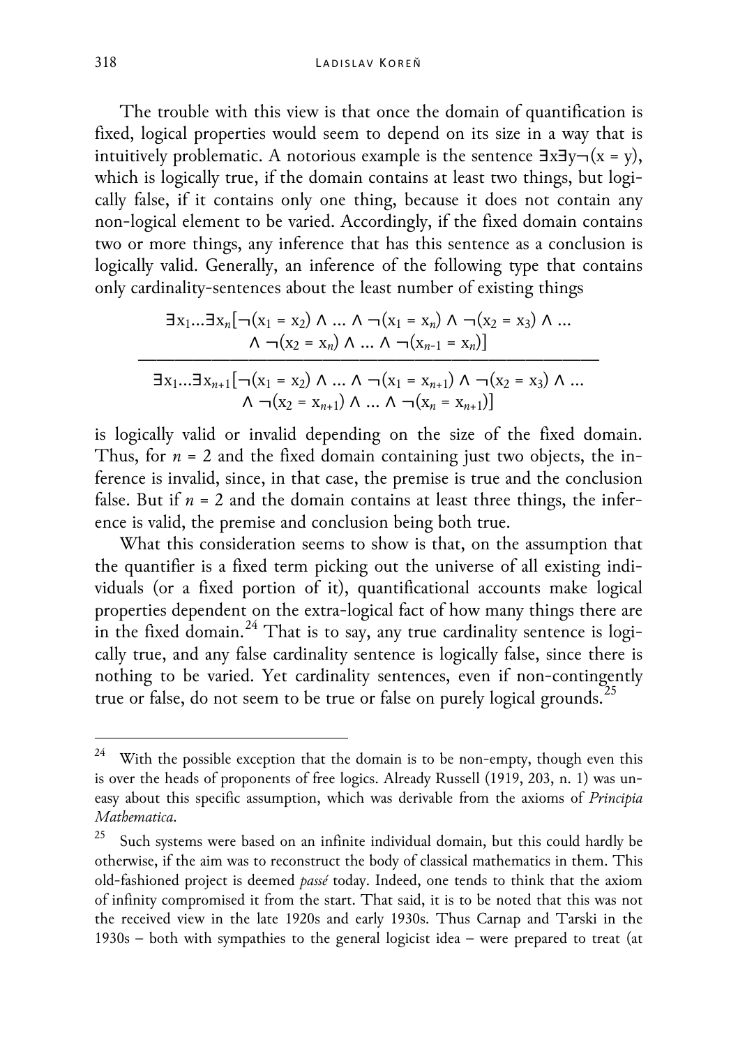The trouble with this view is that once the domain of quantification is fixed, logical properties would seem to depend on its size in a way that is intuitively problematic. A notorious example is the sentence $\exists x \exists y \neg(x = y)$, which is logically true, if the domain contains at least two things, but logically false, if it contains only one thing, because it does not contain any non-logical element to be varied. Accordingly, if the fixed domain contains two or more things, any inference that has this sentence as a conclusion is logically valid. Generally, an inference of the following type that contains only cardinality-sentences about the least number of existing things

$$\frac{\exists x_1 \ldots \exists x_n[\neg(x_1 = x_2) \wedge \ldots \wedge \neg(x_1 = x_n) \wedge \neg(x_2 = x_3) \wedge \ldots \wedge \neg(x_2 = x_n) \wedge \ldots \wedge \neg(x_{n-1} = x_n)]}{\exists x_1 \ldots \exists x_{n+1}[\neg(x_1 = x_2) \wedge \ldots \wedge \neg(x_1 = x_{n+1}) \wedge \neg(x_2 = x_3) \wedge \ldots \wedge \neg(x_2 = x_{n+1}) \wedge \ldots \wedge \neg(x_n = x_{n+1})]}$$

is logically valid or invalid depending on the size of the fixed domain. Thus, for $n = 2$ and the fixed domain containing just two objects, the inference is invalid, since, in that case, the premise is true and the conclusion false. But if $n = 2$ and the domain contains at least three things, the inference is valid, the premise and conclusion being both true.

What this consideration seems to show is that, on the assumption that the quantifier is a fixed term picking out the universe of all existing individuals (or a fixed portion of it), quantificational accounts make logical properties dependent on the extra-logical fact of how many things there are in the fixed domain.[24] That is to say, any true cardinality sentence is logically true, and any false cardinality sentence is logically false, since there is nothing to be varied. Yet cardinality sentences, even if non-contingently true or false, do not seem to be true or false on purely logical grounds.[25]

---

[24] With the possible exception that the domain is to be non-empty, though even this is over the heads of proponents of free logics. Already Russell (1919, 203, n. 1) was uneasy about this specific assumption, which was derivable from the axioms of *Principia Mathematica*.

[25] Such systems were based on an infinite individual domain, but this could hardly be otherwise, if the aim was to reconstruct the body of classical mathematics in them. This old-fashioned project is deemed *passé* today. Indeed, one tends to think that the axiom of infinity compromised it from the start. That said, it is to be noted that this was not the received view in the late 1920s and early 1930s. Thus Carnap and Tarski in the 1930s – both with sympathies to the general logicist idea – were prepared to treat (at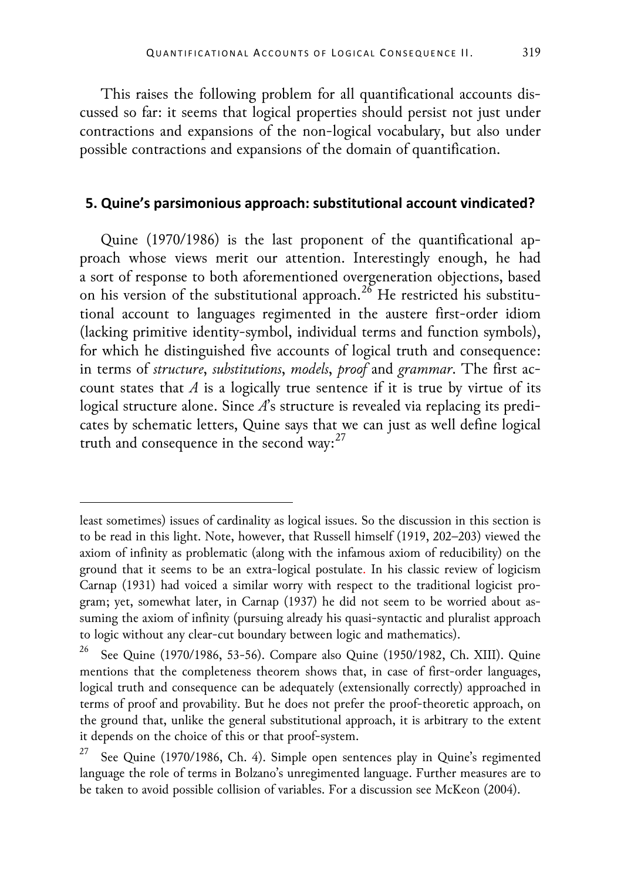This raises the following problem for all quantificational accounts discussed so far: it seems that logical properties should persist not just under contractions and expansions of the non-logical vocabulary, but also under possible contractions and expansions of the domain of quantification.

## 5. Quine's parsimonious approach: substitutional account vindicated?

Quine (1970/1986) is the last proponent of the quantificational approach whose views merit our attention. Interestingly enough, he had a sort of response to both aforementioned overgeneration objections, based on his version of the substitutional approach.[26] He restricted his substitutional account to languages regimented in the austere first-order idiom (lacking primitive identity-symbol, individual terms and function symbols), for which he distinguished five accounts of logical truth and consequence: in terms of *structure*, *substitutions*, *models*, *proof* and *grammar*. The first account states that $A$ is a logically true sentence if it is true by virtue of its logical structure alone. Since $A$'s structure is revealed via replacing its predicates by schematic letters, Quine says that we can just as well define logical truth and consequence in the second way:[27]

---

least sometimes) issues of cardinality as logical issues. So the discussion in this section is to be read in this light. Note, however, that Russell himself (1919, 202–203) viewed the axiom of infinity as problematic (along with the infamous axiom of reducibility) on the ground that it seems to be an extra-logical postulate. In his classic review of logicism Carnap (1931) had voiced a similar worry with respect to the traditional logicist program; yet, somewhat later, in Carnap (1937) he did not seem to be worried about assuming the axiom of infinity (pursuing already his quasi-syntactic and pluralist approach to logic without any clear-cut boundary between logic and mathematics).

[26] See Quine (1970/1986, 53-56). Compare also Quine (1950/1982, Ch. XIII). Quine mentions that the completeness theorem shows that, in case of first-order languages, logical truth and consequence can be adequately (extensionally correctly) approached in terms of proof and provability. But he does not prefer the proof-theoretic approach, on the ground that, unlike the general substitutional approach, it is arbitrary to the extent it depends on the choice of this or that proof-system.

[27] See Quine (1970/1986, Ch. 4). Simple open sentences play in Quine's regimented language the role of terms in Bolzano's unregimented language. Further measures are to be taken to avoid possible collision of variables. For a discussion see McKeon (2004).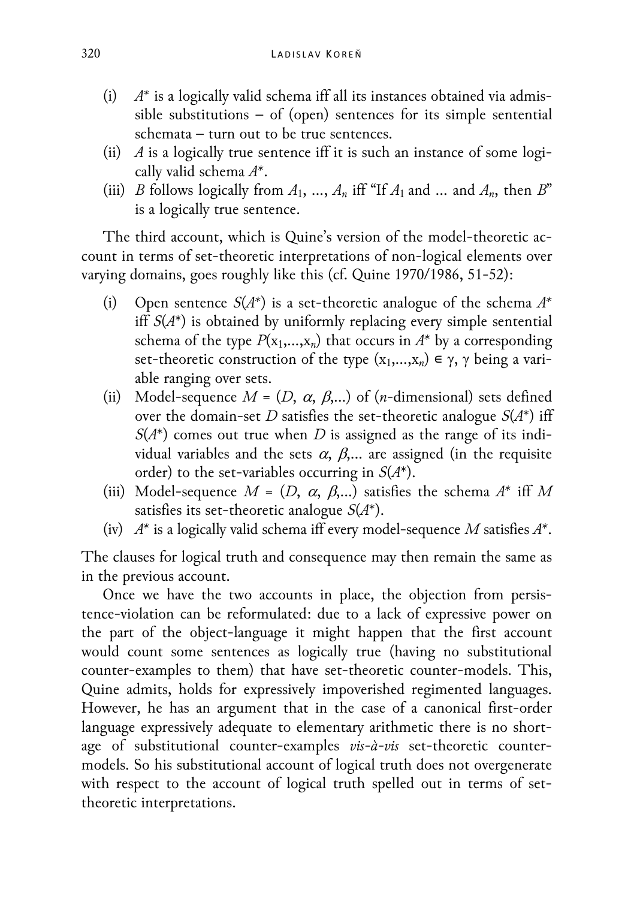(i) $A^*$ is a logically valid schema iff all its instances obtained via admissible substitutions – of (open) sentences for its simple sentential schemata – turn out to be true sentences.
(ii) $A$ is a logically true sentence iff it is such an instance of some logically valid schema $A^*$.
(iii) $B$ follows logically from $A_1, \ldots, A_n$ iff "If $A_1$ and … and $A_n$, then $B$" is a logically true sentence.

The third account, which is Quine's version of the model-theoretic account in terms of set-theoretic interpretations of non-logical elements over varying domains, goes roughly like this (cf. Quine 1970/1986, 51-52):

(i) Open sentence $S(A^*)$ is a set-theoretic analogue of the schema $A^*$ iff $S(A^*)$ is obtained by uniformly replacing every simple sentential schema of the type $P(x_1,\ldots,x_n)$ that occurs in $A^*$ by a corresponding set-theoretic construction of the type $(x_1,\ldots,x_n) \in \gamma$, $\gamma$ being a variable ranging over sets.
(ii) Model-sequence $M = (D, \alpha, \beta,\ldots)$ of ($n$-dimensional) sets defined over the domain-set $D$ satisfies the set-theoretic analogue $S(A^*)$ iff $S(A^*)$ comes out true when $D$ is assigned as the range of its individual variables and the sets $\alpha, \beta,\ldots$ are assigned (in the requisite order) to the set-variables occurring in $S(A^*)$.
(iii) Model-sequence $M = (D, \alpha, \beta,\ldots)$ satisfies the schema $A^*$ iff $M$ satisfies its set-theoretic analogue $S(A^*)$.
(iv) $A^*$ is a logically valid schema iff every model-sequence $M$ satisfies $A^*$.

The clauses for logical truth and consequence may then remain the same as in the previous account.

Once we have the two accounts in place, the objection from persistence-violation can be reformulated: due to a lack of expressive power on the part of the object-language it might happen that the first account would count some sentences as logically true (having no substitutional counter-examples to them) that have set-theoretic counter-models. This, Quine admits, holds for expressively impoverished regimented languages. However, he has an argument that in the case of a canonical first-order language expressively adequate to elementary arithmetic there is no shortage of substitutional counter-examples *vis-à-vis* set-theoretic counter-models. So his substitutional account of logical truth does not overgenerate with respect to the account of logical truth spelled out in terms of set-theoretic interpretations.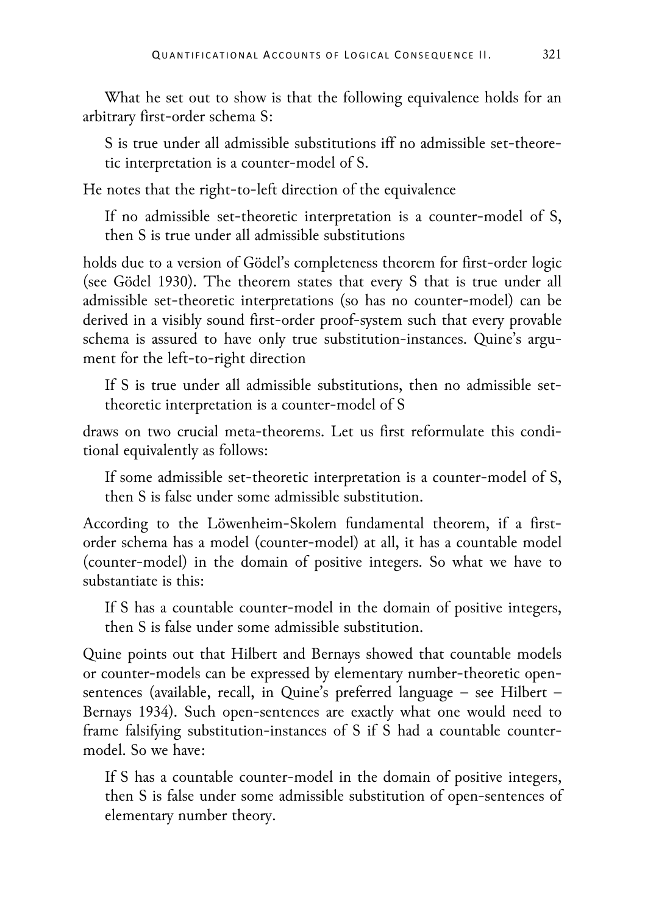What he set out to show is that the following equivalence holds for an arbitrary first-order schema S:

> S is true under all admissible substitutions iff no admissible set-theoretic interpretation is a counter-model of S.

He notes that the right-to-left direction of the equivalence

> If no admissible set-theoretic interpretation is a counter-model of S, then S is true under all admissible substitutions

holds due to a version of Gödel's completeness theorem for first-order logic (see Gödel 1930). The theorem states that every S that is true under all admissible set-theoretic interpretations (so has no counter-model) can be derived in a visibly sound first-order proof-system such that every provable schema is assured to have only true substitution-instances. Quine's argument for the left-to-right direction

> If S is true under all admissible substitutions, then no admissible set-theoretic interpretation is a counter-model of S

draws on two crucial meta-theorems. Let us first reformulate this conditional equivalently as follows:

> If some admissible set-theoretic interpretation is a counter-model of S, then S is false under some admissible substitution.

According to the Löwenheim-Skolem fundamental theorem, if a first-order schema has a model (counter-model) at all, it has a countable model (counter-model) in the domain of positive integers. So what we have to substantiate is this:

> If S has a countable counter-model in the domain of positive integers, then S is false under some admissible substitution.

Quine points out that Hilbert and Bernays showed that countable models or counter-models can be expressed by elementary number-theoretic open-sentences (available, recall, in Quine's preferred language – see Hilbert – Bernays 1934). Such open-sentences are exactly what one would need to frame falsifying substitution-instances of S if S had a countable counter-model. So we have:

> If S has a countable counter-model in the domain of positive integers, then S is false under some admissible substitution of open-sentences of elementary number theory.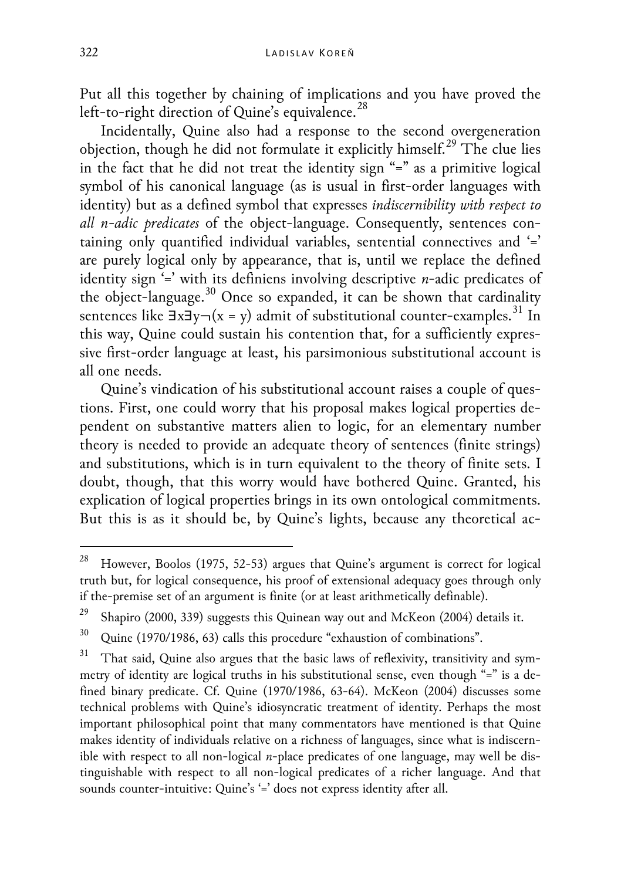Put all this together by chaining of implications and you have proved the left-to-right direction of Quine's equivalence.[28]

Incidentally, Quine also had a response to the second overgeneration objection, though he did not formulate it explicitly himself.[29] The clue lies in the fact that he did not treat the identity sign "=" as a primitive logical symbol of his canonical language (as is usual in first-order languages with identity) but as a defined symbol that expresses *indiscernibility with respect to all n-adic predicates* of the object-language. Consequently, sentences containing only quantified individual variables, sentential connectives and '=' are purely logical only by appearance, that is, until we replace the defined identity sign '=' with its definiens involving descriptive *n*-adic predicates of the object-language.[30] Once so expanded, it can be shown that cardinality sentences like $\exists x \exists y \neg(x = y)$ admit of substitutional counter-examples.[31] In this way, Quine could sustain his contention that, for a sufficiently expressive first-order language at least, his parsimonious substitutional account is all one needs.

Quine's vindication of his substitutional account raises a couple of questions. First, one could worry that his proposal makes logical properties dependent on substantive matters alien to logic, for an elementary number theory is needed to provide an adequate theory of sentences (finite strings) and substitutions, which is in turn equivalent to the theory of finite sets. I doubt, though, that this worry would have bothered Quine. Granted, his explication of logical properties brings in its own ontological commitments. But this is as it should be, by Quine's lights, because any theoretical ac-

---

[28] However, Boolos (1975, 52-53) argues that Quine's argument is correct for logical truth but, for logical consequence, his proof of extensional adequacy goes through only if the-premise set of an argument is finite (or at least arithmetically definable).

[29] Shapiro (2000, 339) suggests this Quinean way out and McKeon (2004) details it.

[30] Quine (1970/1986, 63) calls this procedure "exhaustion of combinations".

[31] That said, Quine also argues that the basic laws of reflexivity, transitivity and symmetry of identity are logical truths in his substitutional sense, even though "=" is a defined binary predicate. Cf. Quine (1970/1986, 63-64). McKeon (2004) discusses some technical problems with Quine's idiosyncratic treatment of identity. Perhaps the most important philosophical point that many commentators have mentioned is that Quine makes identity of individuals relative on a richness of languages, since what is indiscernible with respect to all non-logical *n*-place predicates of one language, may well be distinguishable with respect to all non-logical predicates of a richer language. And that sounds counter-intuitive: Quine's '=' does not express identity after all.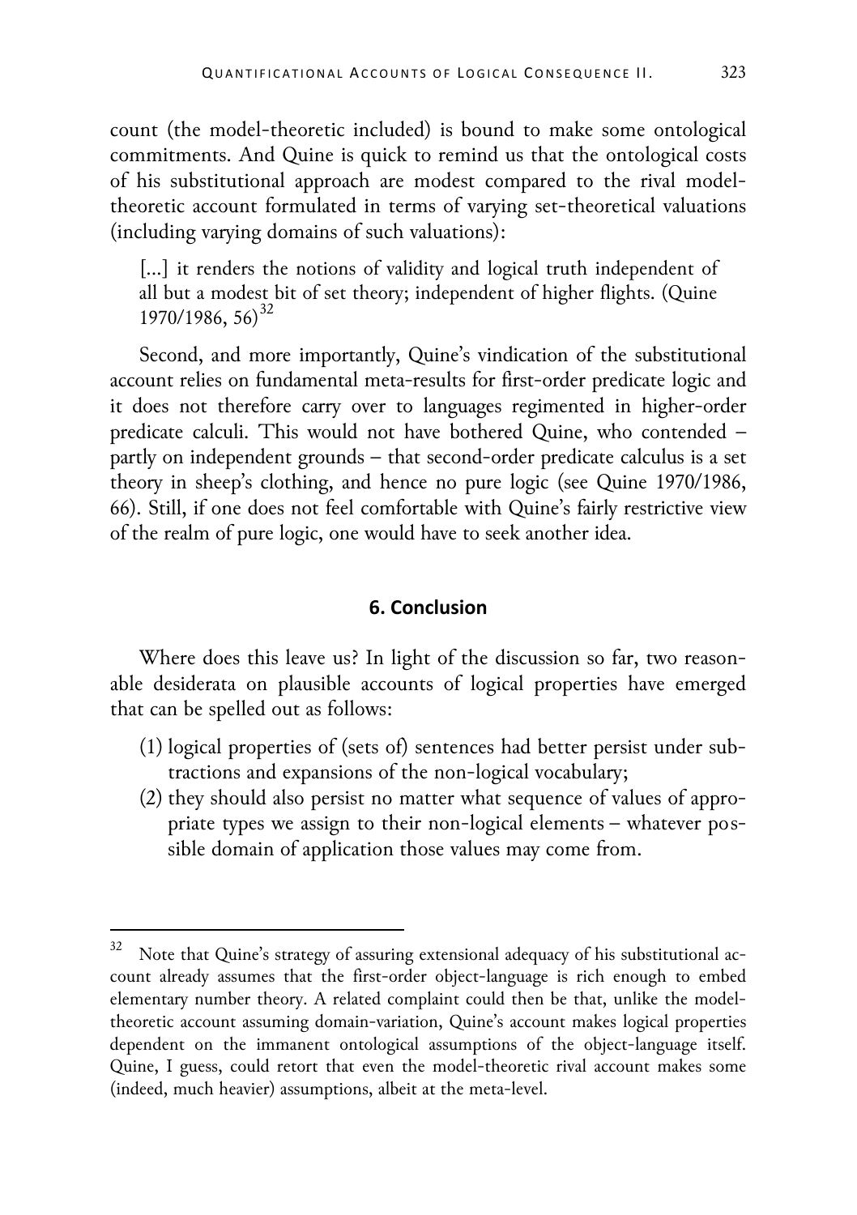count (the model-theoretic included) is bound to make some ontological commitments. And Quine is quick to remind us that the ontological costs of his substitutional approach are modest compared to the rival model-theoretic account formulated in terms of varying set-theoretical valuations (including varying domains of such valuations):

> [...] it renders the notions of validity and logical truth independent of all but a modest bit of set theory; independent of higher flights. (Quine 1970/1986, 56)[32]

Second, and more importantly, Quine's vindication of the substitutional account relies on fundamental meta-results for first-order predicate logic and it does not therefore carry over to languages regimented in higher-order predicate calculi. This would not have bothered Quine, who contended – partly on independent grounds – that second-order predicate calculus is a set theory in sheep's clothing, and hence no pure logic (see Quine 1970/1986, 66). Still, if one does not feel comfortable with Quine's fairly restrictive view of the realm of pure logic, one would have to seek another idea.

## 6. Conclusion

Where does this leave us? In light of the discussion so far, two reasonable desiderata on plausible accounts of logical properties have emerged that can be spelled out as follows:

(1) logical properties of (sets of) sentences had better persist under subtractions and expansions of the non-logical vocabulary;
(2) they should also persist no matter what sequence of values of appropriate types we assign to their non-logical elements – whatever possible domain of application those values may come from.

---

[32] Note that Quine's strategy of assuring extensional adequacy of his substitutional account already assumes that the first-order object-language is rich enough to embed elementary number theory. A related complaint could then be that, unlike the model-theoretic account assuming domain-variation, Quine's account makes logical properties dependent on the immanent ontological assumptions of the object-language itself. Quine, I guess, could retort that even the model-theoretic rival account makes some (indeed, much heavier) assumptions, albeit at the meta-level.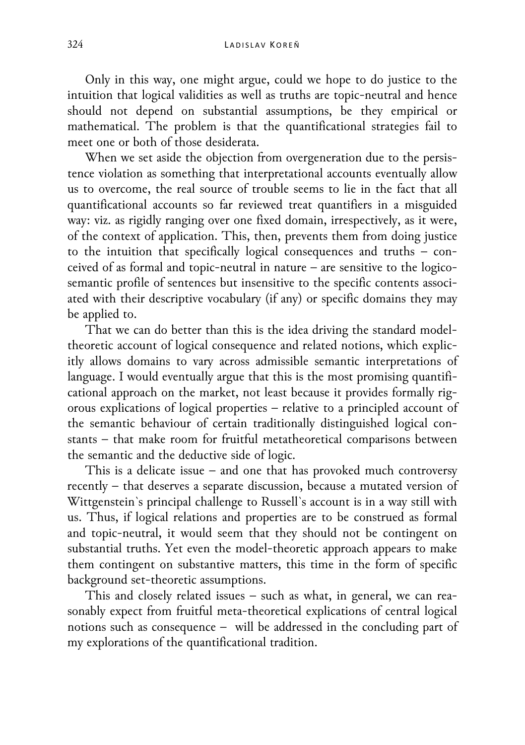Only in this way, one might argue, could we hope to do justice to the intuition that logical validities as well as truths are topic-neutral and hence should not depend on substantial assumptions, be they empirical or mathematical. The problem is that the quantificational strategies fail to meet one or both of those desiderata.

When we set aside the objection from overgeneration due to the persistence violation as something that interpretational accounts eventually allow us to overcome, the real source of trouble seems to lie in the fact that all quantificational accounts so far reviewed treat quantifiers in a misguided way: viz. as rigidly ranging over one fixed domain, irrespectively, as it were, of the context of application. This, then, prevents them from doing justice to the intuition that specifically logical consequences and truths – conceived of as formal and topic-neutral in nature – are sensitive to the logico-semantic profile of sentences but insensitive to the specific contents associated with their descriptive vocabulary (if any) or specific domains they may be applied to.

That we can do better than this is the idea driving the standard model-theoretic account of logical consequence and related notions, which explicitly allows domains to vary across admissible semantic interpretations of language. I would eventually argue that this is the most promising quantificational approach on the market, not least because it provides formally rigorous explications of logical properties – relative to a principled account of the semantic behaviour of certain traditionally distinguished logical constants – that make room for fruitful metatheoretical comparisons between the semantic and the deductive side of logic.

This is a delicate issue – and one that has provoked much controversy recently – that deserves a separate discussion, because a mutated version of Wittgenstein`s principal challenge to Russell`s account is in a way still with us. Thus, if logical relations and properties are to be construed as formal and topic-neutral, it would seem that they should not be contingent on substantial truths. Yet even the model-theoretic approach appears to make them contingent on substantive matters, this time in the form of specific background set-theoretic assumptions.

This and closely related issues – such as what, in general, we can reasonably expect from fruitful meta-theoretical explications of central logical notions such as consequence – will be addressed in the concluding part of my explorations of the quantificational tradition.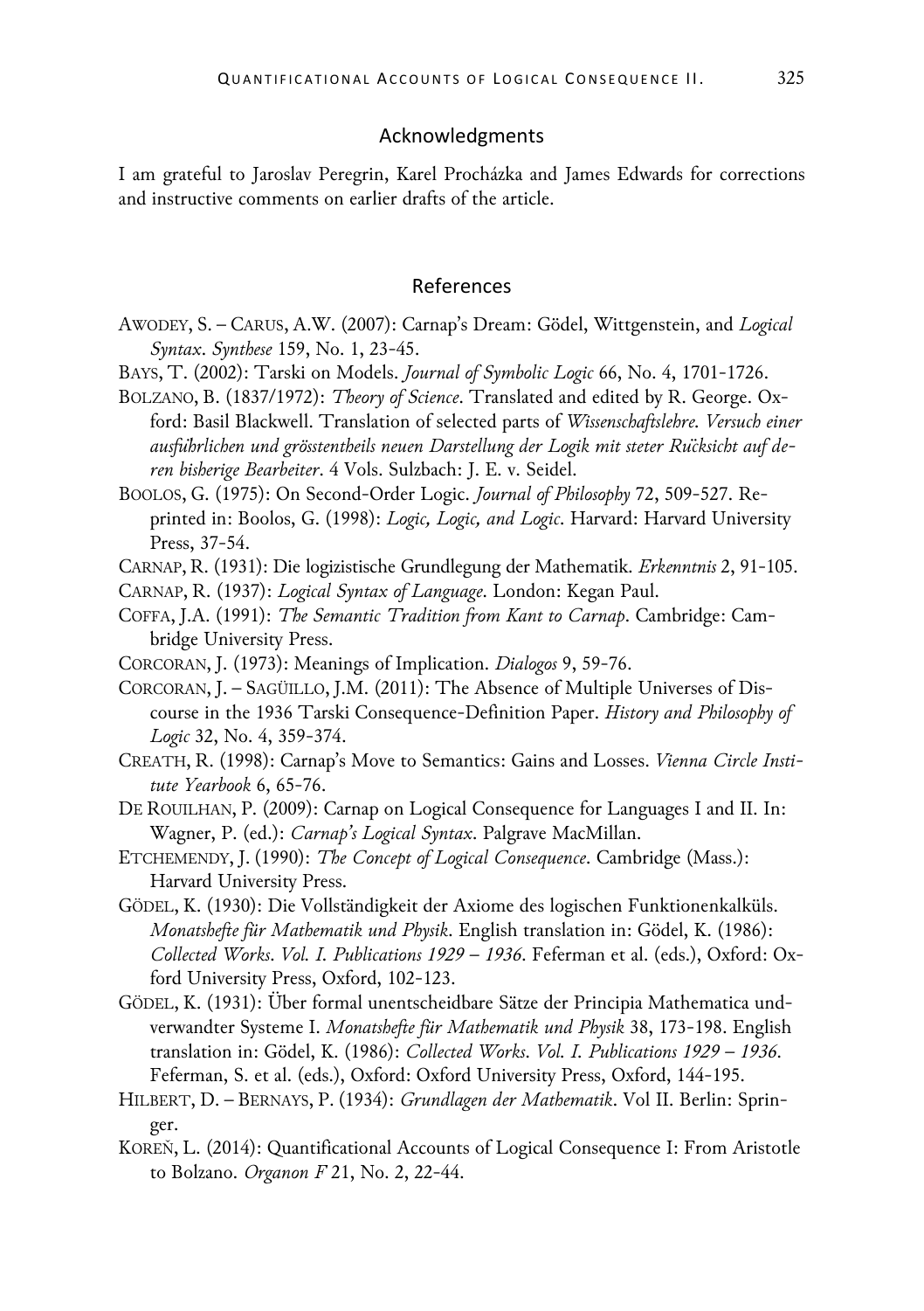## Acknowledgments

I am grateful to Jaroslav Peregrin, Karel Procházka and James Edwards for corrections and instructive comments on earlier drafts of the article.

## References

AWODEY, S. – CARUS, A.W. (2007): Carnap's Dream: Gödel, Wittgenstein, and *Logical Syntax*. *Synthese* 159, No. 1, 23-45.

BAYS, T. (2002): Tarski on Models. *Journal of Symbolic Logic* 66, No. 4, 1701-1726.

BOLZANO, B. (1837/1972): *Theory of Science*. Translated and edited by R. George. Oxford: Basil Blackwell. Translation of selected parts of *Wissenschaftslehre. Versuch einer ausführlichen und grösstentheils neuen Darstellung der Logik mit steter Rücksicht auf deren bisherige Bearbeiter*. 4 Vols. Sulzbach: J. E. v. Seidel.

BOOLOS, G. (1975): On Second-Order Logic. *Journal of Philosophy* 72, 509-527. Reprinted in: Boolos, G. (1998): *Logic, Logic, and Logic*. Harvard: Harvard University Press, 37-54.

CARNAP, R. (1931): Die logizistische Grundlegung der Mathematik. *Erkenntnis* 2, 91-105.

CARNAP, R. (1937): *Logical Syntax of Language*. London: Kegan Paul.

COFFA, J.A. (1991): *The Semantic Tradition from Kant to Carnap*. Cambridge: Cambridge University Press.

CORCORAN, J. (1973): Meanings of Implication. *Dialogos* 9, 59-76.

CORCORAN, J. – SAGÜILLO, J.M. (2011): The Absence of Multiple Universes of Discourse in the 1936 Tarski Consequence-Definition Paper. *History and Philosophy of Logic* 32, No. 4, 359-374.

CREATH, R. (1998): Carnap's Move to Semantics: Gains and Losses. *Vienna Circle Institute Yearbook* 6, 65-76.

DE ROUILHAN, P. (2009): Carnap on Logical Consequence for Languages I and II. In: Wagner, P. (ed.): *Carnap's Logical Syntax*. Palgrave MacMillan.

ETCHEMENDY, J. (1990): *The Concept of Logical Consequence*. Cambridge (Mass.): Harvard University Press.

GÖDEL, K. (1930): Die Vollständigkeit der Axiome des logischen Funktionenkalküls. *Monatshefte für Mathematik und Physik*. English translation in: Gödel, K. (1986): *Collected Works. Vol. I. Publications 1929 – 1936*. Feferman et al. (eds.), Oxford: Oxford University Press, Oxford, 102-123.

GÖDEL, K. (1931): Über formal unentscheidbare Sätze der Principia Mathematica undverwandter Systeme I. *Monatshefte für Mathematik und Physik* 38, 173-198. English translation in: Gödel, K. (1986): *Collected Works. Vol. I. Publications 1929 – 1936*. Feferman, S. et al. (eds.), Oxford: Oxford University Press, Oxford, 144-195.

HILBERT, D. – BERNAYS, P. (1934): *Grundlagen der Mathematik*. Vol II. Berlin: Springer.

KOREŇ, L. (2014): Quantificational Accounts of Logical Consequence I: From Aristotle to Bolzano. *Organon F* 21, No. 2, 22-44.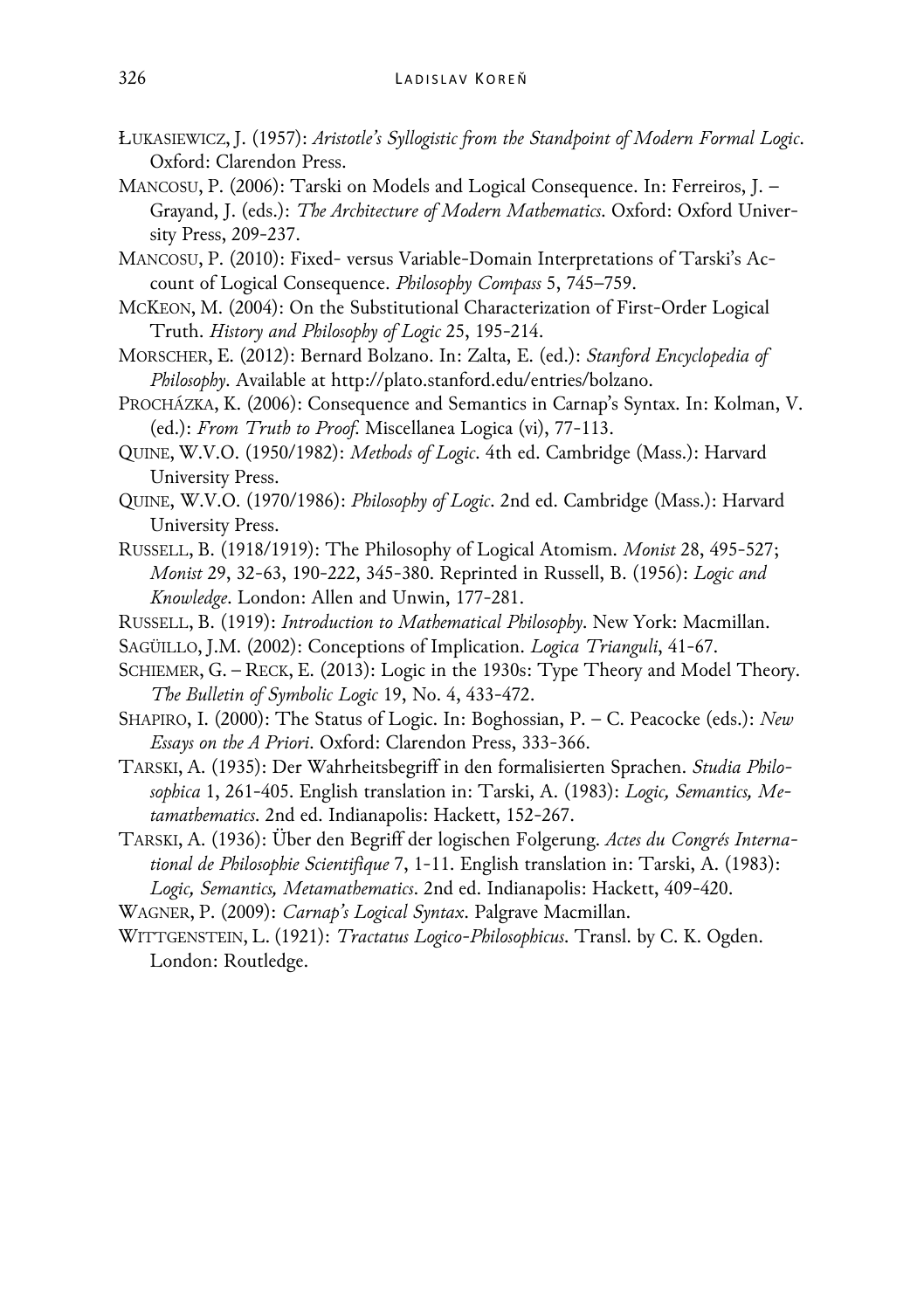ŁUKASIEWICZ, J. (1957): *Aristotle's Syllogistic from the Standpoint of Modern Formal Logic*. Oxford: Clarendon Press.

MANCOSU, P. (2006): Tarski on Models and Logical Consequence. In: Ferreiros, J. – Grayand, J. (eds.): *The Architecture of Modern Mathematics*. Oxford: Oxford University Press, 209-237.

MANCOSU, P. (2010): Fixed- versus Variable-Domain Interpretations of Tarski's Account of Logical Consequence. *Philosophy Compass* 5, 745–759.

MCKEON, M. (2004): On the Substitutional Characterization of First-Order Logical Truth. *History and Philosophy of Logic* 25, 195-214.

MORSCHER, E. (2012): Bernard Bolzano. In: Zalta, E. (ed.): *Stanford Encyclopedia of Philosophy*. Available at http://plato.stanford.edu/entries/bolzano.

PROCHÁZKA, K. (2006): Consequence and Semantics in Carnap's Syntax. In: Kolman, V. (ed.): *From Truth to Proof.* Miscellanea Logica (vi), 77-113.

QUINE, W.V.O. (1950/1982): *Methods of Logic*. 4th ed. Cambridge (Mass.): Harvard University Press.

QUINE, W.V.O. (1970/1986): *Philosophy of Logic*. 2nd ed. Cambridge (Mass.): Harvard University Press.

RUSSELL, B. (1918/1919): The Philosophy of Logical Atomism. *Monist* 28, 495-527; *Monist* 29, 32-63, 190-222, 345-380. Reprinted in Russell, B. (1956): *Logic and Knowledge*. London: Allen and Unwin, 177-281.

RUSSELL, B. (1919): *Introduction to Mathematical Philosophy*. New York: Macmillan.

SAGÜILLO, J.M. (2002): Conceptions of Implication. *Logica Trianguli*, 41-67.

SCHIEMER, G. – RECK, E. (2013): Logic in the 1930s: Type Theory and Model Theory. *The Bulletin of Symbolic Logic* 19, No. 4, 433-472.

SHAPIRO, I. (2000): The Status of Logic. In: Boghossian, P. – C. Peacocke (eds.): *New Essays on the A Priori*. Oxford: Clarendon Press, 333-366.

TARSKI, A. (1935): Der Wahrheitsbegriff in den formalisierten Sprachen. *Studia Philosophica* 1, 261-405. English translation in: Tarski, A. (1983): *Logic, Semantics, Metamathematics*. 2nd ed. Indianapolis: Hackett, 152-267.

TARSKI, A. (1936): Über den Begriff der logischen Folgerung. *Actes du Congrés International de Philosophie Scientifique* 7, 1-11. English translation in: Tarski, A. (1983): *Logic, Semantics, Metamathematics*. 2nd ed. Indianapolis: Hackett, 409-420.

WAGNER, P. (2009): *Carnap's Logical Syntax*. Palgrave Macmillan.

WITTGENSTEIN, L. (1921): *Tractatus Logico-Philosophicus*. Transl. by C. K. Ogden. London: Routledge.